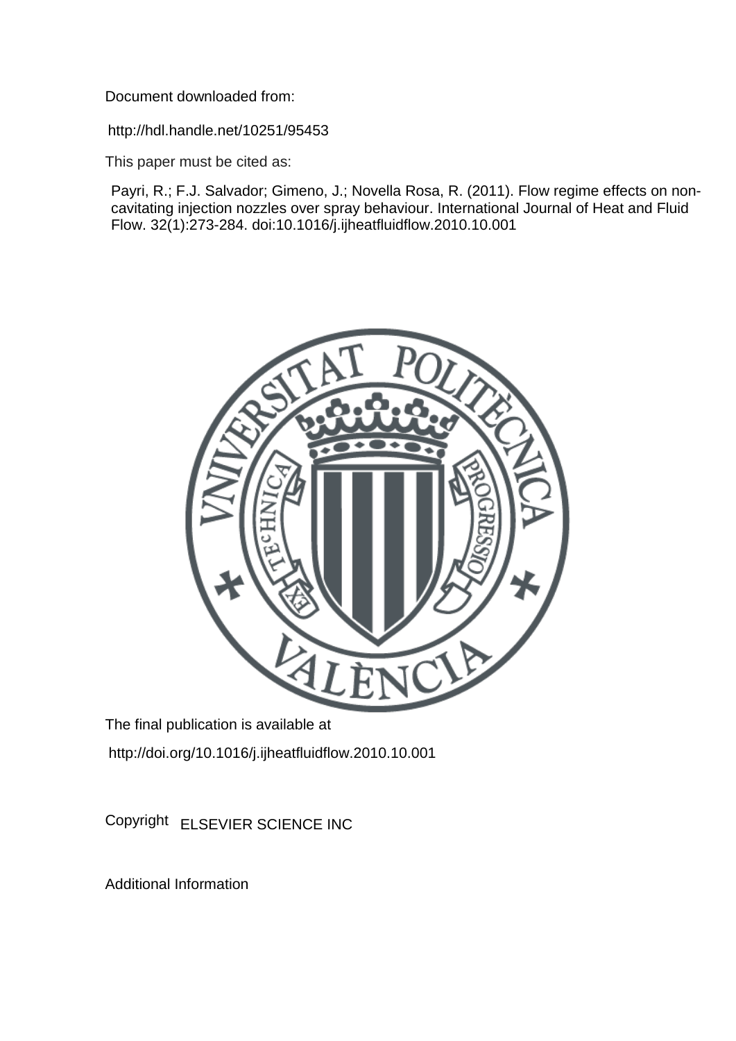Document downloaded from:

http://hdl.handle.net/10251/95453

This paper must be cited as:

Payri, R.; F.J. Salvador; Gimeno, J.; Novella Rosa, R. (2011). Flow regime effects on non-cavitating injection nozzles over spray behaviour. International Journal of Heat and Fluid Flow. 32(1):273-284. doi:10.1016/j.ijheatfluidflow.2010.10.001

The final publication is available at

http://doi.org/10.1016/j.ijheatfluidflow.2010.10.001

Copyright ELSEVIER SCIENCE INC

Additional Information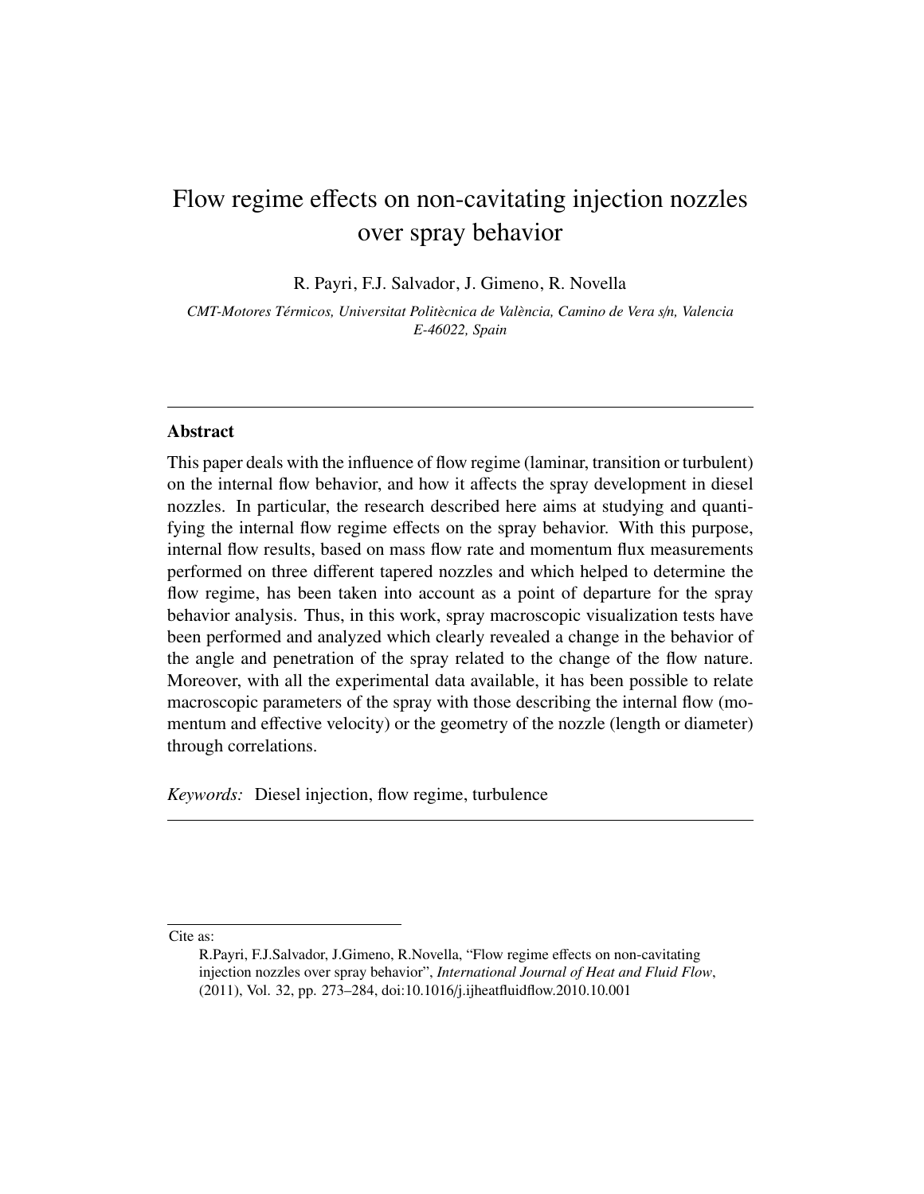# Flow regime effects on non-cavitating injection nozzles over spray behavior

R. Payri, F.J. Salvador, J. Gimeno, R. Novella

*CMT-Motores Térmicos, Universitat Politècnica de València, Camino de Vera s/n, Valencia E-46022, Spain*

---

### Abstract

This paper deals with the influence of flow regime (laminar, transition or turbulent) on the internal flow behavior, and how it affects the spray development in diesel nozzles. In particular, the research described here aims at studying and quantifying the internal flow regime effects on the spray behavior. With this purpose, internal flow results, based on mass flow rate and momentum flux measurements performed on three different tapered nozzles and which helped to determine the flow regime, has been taken into account as a point of departure for the spray behavior analysis. Thus, in this work, spray macroscopic visualization tests have been performed and analyzed which clearly revealed a change in the behavior of the angle and penetration of the spray related to the change of the flow nature. Moreover, with all the experimental data available, it has been possible to relate macroscopic parameters of the spray with those describing the internal flow (momentum and effective velocity) or the geometry of the nozzle (length or diameter) through correlations.

*Keywords:* Diesel injection, flow regime, turbulence

---

Cite as:

R.Payri, F.J.Salvador, J.Gimeno, R.Novella, "Flow regime effects on non-cavitating injection nozzles over spray behavior", *International Journal of Heat and Fluid Flow*, (2011), Vol. 32, pp. 273–284, doi:10.1016/j.ijheatfluidflow.2010.10.001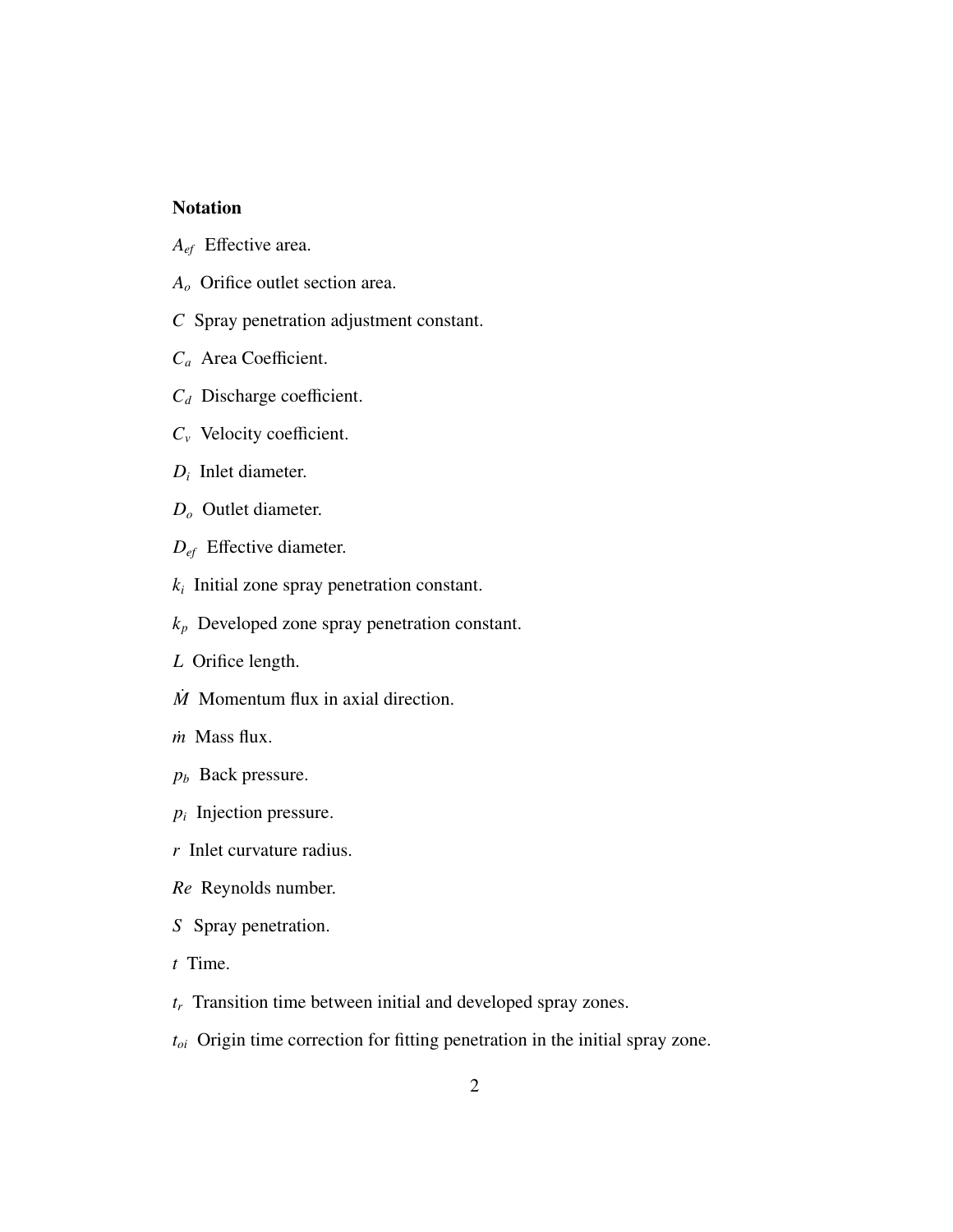**Notation**

$A_{ef}$ Effective area.

$A_o$ Orifice outlet section area.

$C$ Spray penetration adjustment constant.

$C_a$ Area Coefficient.

$C_d$ Discharge coefficient.

$C_v$ Velocity coefficient.

$D_i$ Inlet diameter.

$D_o$ Outlet diameter.

$D_{ef}$ Effective diameter.

$k_i$ Initial zone spray penetration constant.

$k_p$ Developed zone spray penetration constant.

$L$ Orifice length.

$\dot{M}$ Momentum flux in axial direction.

$\dot{m}$ Mass flux.

$p_b$ Back pressure.

$p_i$ Injection pressure.

$r$ Inlet curvature radius.

$Re$ Reynolds number.

$S$ Spray penetration.

$t$ Time.

$t_r$ Transition time between initial and developed spray zones.

$t_{oi}$ Origin time correction for fitting penetration in the initial spray zone.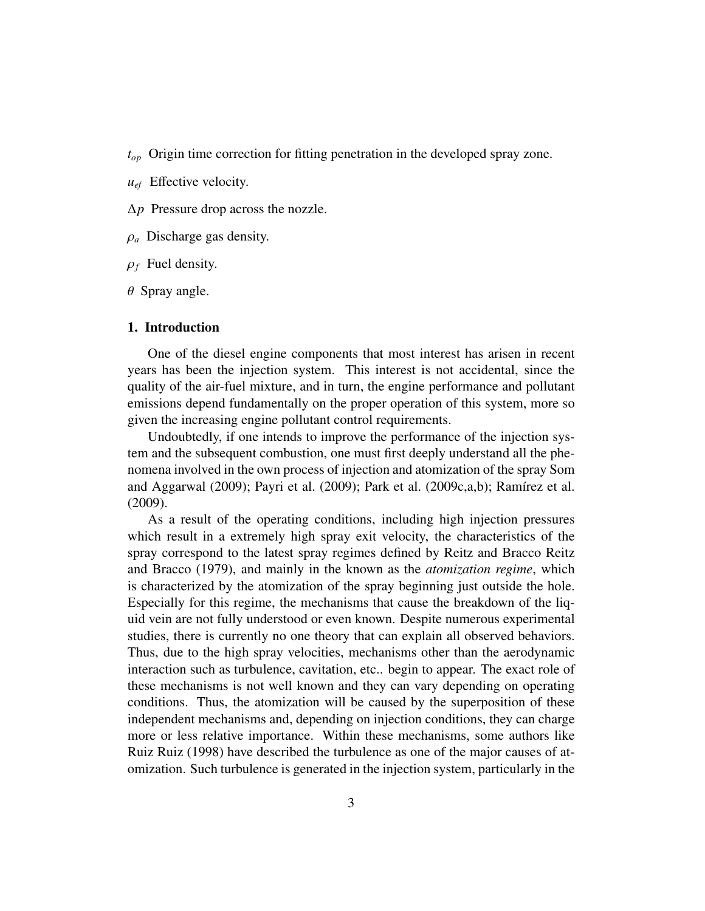$t_{op}$ Origin time correction for fitting penetration in the developed spray zone.

$u_{ef}$ Effective velocity.

$\Delta p$ Pressure drop across the nozzle.

$\rho_a$ Discharge gas density.

$\rho_f$ Fuel density.

$\theta$ Spray angle.

## 1. Introduction

One of the diesel engine components that most interest has arisen in recent years has been the injection system. This interest is not accidental, since the quality of the air-fuel mixture, and in turn, the engine performance and pollutant emissions depend fundamentally on the proper operation of this system, more so given the increasing engine pollutant control requirements.

Undoubtedly, if one intends to improve the performance of the injection system and the subsequent combustion, one must first deeply understand all the phenomena involved in the own process of injection and atomization of the spray Som and Aggarwal (2009); Payri et al. (2009); Park et al. (2009c,a,b); Ramírez et al. (2009).

As a result of the operating conditions, including high injection pressures which result in a extremely high spray exit velocity, the characteristics of the spray correspond to the latest spray regimes defined by Reitz and Bracco Reitz and Bracco (1979), and mainly in the known as the *atomization regime*, which is characterized by the atomization of the spray beginning just outside the hole. Especially for this regime, the mechanisms that cause the breakdown of the liquid vein are not fully understood or even known. Despite numerous experimental studies, there is currently no one theory that can explain all observed behaviors. Thus, due to the high spray velocities, mechanisms other than the aerodynamic interaction such as turbulence, cavitation, etc.. begin to appear. The exact role of these mechanisms is not well known and they can vary depending on operating conditions. Thus, the atomization will be caused by the superposition of these independent mechanisms and, depending on injection conditions, they can charge more or less relative importance. Within these mechanisms, some authors like Ruiz Ruiz (1998) have described the turbulence as one of the major causes of atomization. Such turbulence is generated in the injection system, particularly in the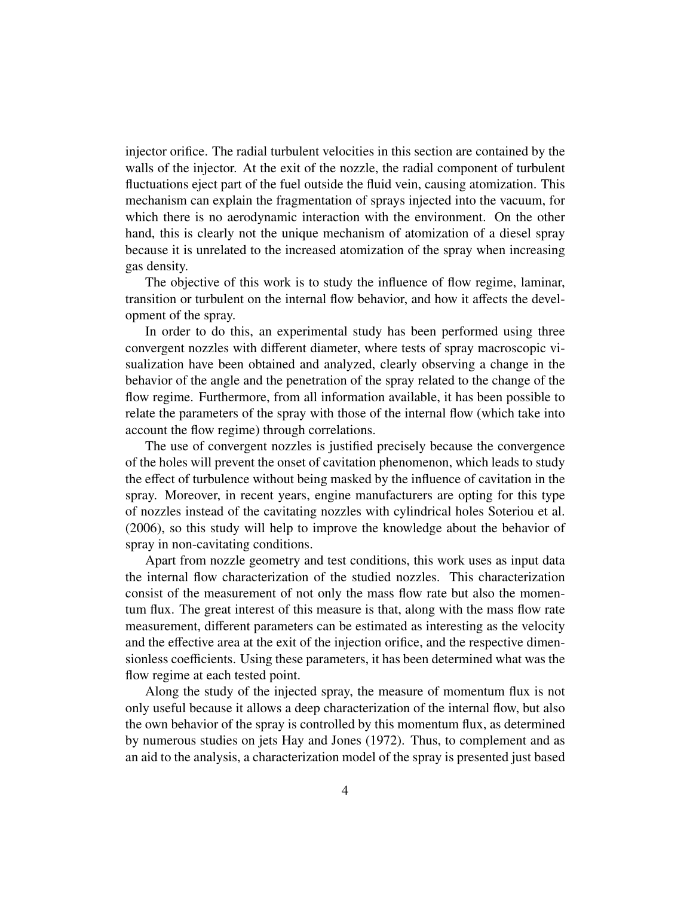injector orifice. The radial turbulent velocities in this section are contained by the walls of the injector. At the exit of the nozzle, the radial component of turbulent fluctuations eject part of the fuel outside the fluid vein, causing atomization. This mechanism can explain the fragmentation of sprays injected into the vacuum, for which there is no aerodynamic interaction with the environment. On the other hand, this is clearly not the unique mechanism of atomization of a diesel spray because it is unrelated to the increased atomization of the spray when increasing gas density.

The objective of this work is to study the influence of flow regime, laminar, transition or turbulent on the internal flow behavior, and how it affects the development of the spray.

In order to do this, an experimental study has been performed using three convergent nozzles with different diameter, where tests of spray macroscopic visualization have been obtained and analyzed, clearly observing a change in the behavior of the angle and the penetration of the spray related to the change of the flow regime. Furthermore, from all information available, it has been possible to relate the parameters of the spray with those of the internal flow (which take into account the flow regime) through correlations.

The use of convergent nozzles is justified precisely because the convergence of the holes will prevent the onset of cavitation phenomenon, which leads to study the effect of turbulence without being masked by the influence of cavitation in the spray. Moreover, in recent years, engine manufacturers are opting for this type of nozzles instead of the cavitating nozzles with cylindrical holes Soteriou et al. (2006), so this study will help to improve the knowledge about the behavior of spray in non-cavitating conditions.

Apart from nozzle geometry and test conditions, this work uses as input data the internal flow characterization of the studied nozzles. This characterization consist of the measurement of not only the mass flow rate but also the momentum flux. The great interest of this measure is that, along with the mass flow rate measurement, different parameters can be estimated as interesting as the velocity and the effective area at the exit of the injection orifice, and the respective dimensionless coefficients. Using these parameters, it has been determined what was the flow regime at each tested point.

Along the study of the injected spray, the measure of momentum flux is not only useful because it allows a deep characterization of the internal flow, but also the own behavior of the spray is controlled by this momentum flux, as determined by numerous studies on jets Hay and Jones (1972). Thus, to complement and as an aid to the analysis, a characterization model of the spray is presented just based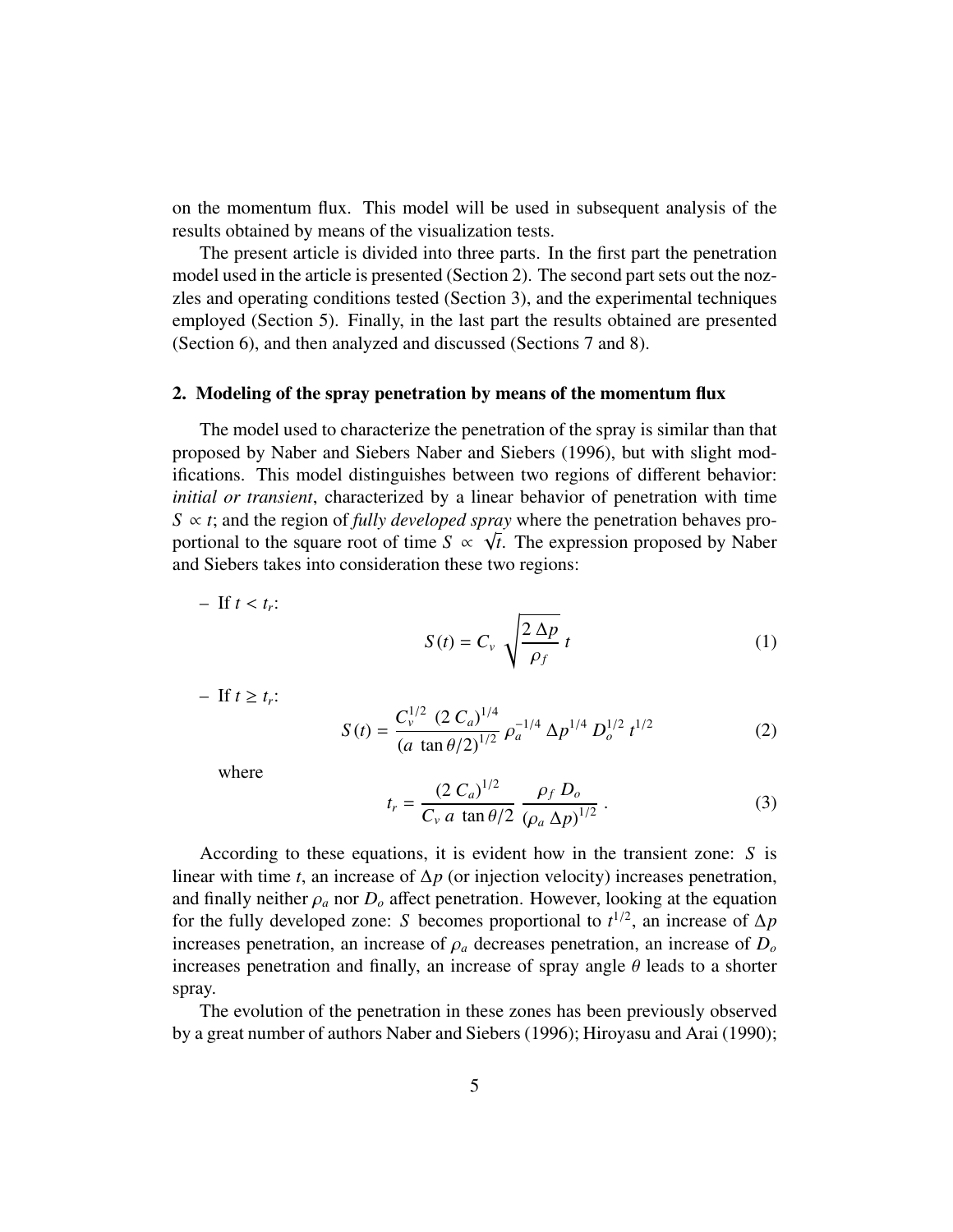on the momentum flux. This model will be used in subsequent analysis of the results obtained by means of the visualization tests.

The present article is divided into three parts. In the first part the penetration model used in the article is presented (Section 2). The second part sets out the nozzles and operating conditions tested (Section 3), and the experimental techniques employed (Section 5). Finally, in the last part the results obtained are presented (Section 6), and then analyzed and discussed (Sections 7 and 8).

## 2. Modeling of the spray penetration by means of the momentum flux

The model used to characterize the penetration of the spray is similar than that proposed by Naber and Siebers Naber and Siebers (1996), but with slight modifications. This model distinguishes between two regions of different behavior: *initial or transient*, characterized by a linear behavior of penetration with time $S \propto t$; and the region of *fully developed spray* where the penetration behaves proportional to the square root of time $S \propto \sqrt{t}$. The expression proposed by Naber and Siebers takes into consideration these two regions:

– If $t < t_r$:

$$S(t) = C_v \sqrt{\frac{2\,\Delta p}{\rho_f}}\, t \tag{1}$$

– If $t \geq t_r$:

$$S(t) = \frac{C_v^{1/2}\ (2\,C_a)^{1/4}}{(a\ \tan\theta/2)^{1/2}}\, \rho_a^{-1/4}\, \Delta p^{1/4}\, D_o^{1/2}\, t^{1/2} \tag{2}$$

where

$$t_r = \frac{(2\,C_a)^{1/2}}{C_v\ a\ \tan\theta/2}\ \frac{\rho_f\, D_o}{(\rho_a\, \Delta p)^{1/2}}\ . \tag{3}$$

According to these equations, it is evident how in the transient zone: $S$ is linear with time $t$, an increase of $\Delta p$ (or injection velocity) increases penetration, and finally neither $\rho_a$ nor $D_o$ affect penetration. However, looking at the equation for the fully developed zone: $S$ becomes proportional to $t^{1/2}$, an increase of $\Delta p$ increases penetration, an increase of $\rho_a$ decreases penetration, an increase of $D_o$ increases penetration and finally, an increase of spray angle $\theta$ leads to a shorter spray.

The evolution of the penetration in these zones has been previously observed by a great number of authors Naber and Siebers (1996); Hiroyasu and Arai (1990);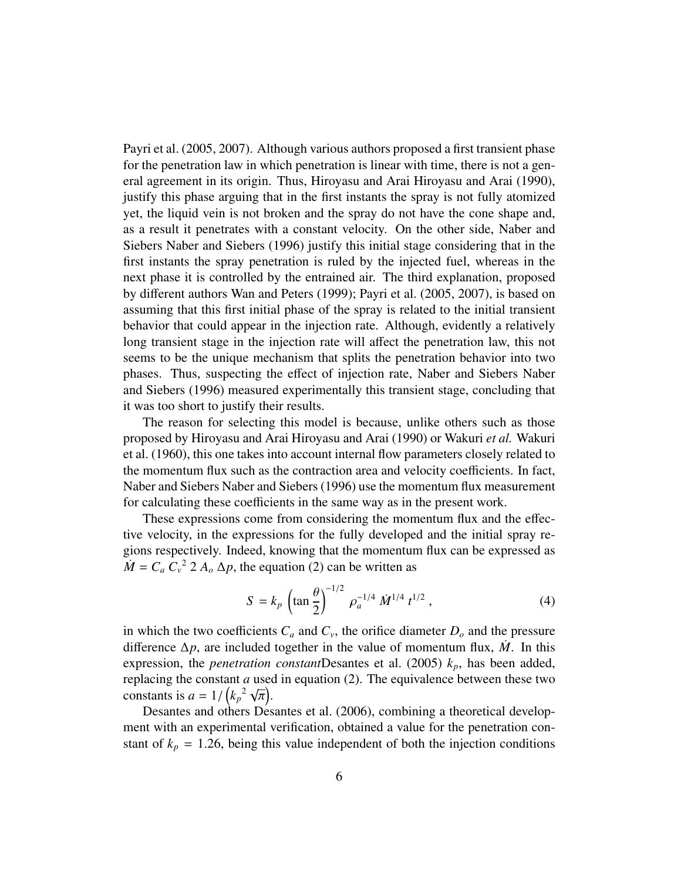Payri et al. (2005, 2007). Although various authors proposed a first transient phase for the penetration law in which penetration is linear with time, there is not a general agreement in its origin. Thus, Hiroyasu and Arai Hiroyasu and Arai (1990), justify this phase arguing that in the first instants the spray is not fully atomized yet, the liquid vein is not broken and the spray do not have the cone shape and, as a result it penetrates with a constant velocity. On the other side, Naber and Siebers Naber and Siebers (1996) justify this initial stage considering that in the first instants the spray penetration is ruled by the injected fuel, whereas in the next phase it is controlled by the entrained air. The third explanation, proposed by different authors Wan and Peters (1999); Payri et al. (2005, 2007), is based on assuming that this first initial phase of the spray is related to the initial transient behavior that could appear in the injection rate. Although, evidently a relatively long transient stage in the injection rate will affect the penetration law, this not seems to be the unique mechanism that splits the penetration behavior into two phases. Thus, suspecting the effect of injection rate, Naber and Siebers Naber and Siebers (1996) measured experimentally this transient stage, concluding that it was too short to justify their results.

The reason for selecting this model is because, unlike others such as those proposed by Hiroyasu and Arai Hiroyasu and Arai (1990) or Wakuri *et al.* Wakuri et al. (1960), this one takes into account internal flow parameters closely related to the momentum flux such as the contraction area and velocity coefficients. In fact, Naber and Siebers Naber and Siebers (1996) use the momentum flux measurement for calculating these coefficients in the same way as in the present work.

These expressions come from considering the momentum flux and the effective velocity, in the expressions for the fully developed and the initial spray regions respectively. Indeed, knowing that the momentum flux can be expressed as $\dot{M} = C_a\, {C_v}^2\, 2\, A_o\, \Delta p$, the equation (2) can be written as

$$S = k_p \left(\tan\frac{\theta}{2}\right)^{-1/2} \rho_a^{-1/4}\, \dot{M}^{1/4}\, t^{1/2}\,, \tag{4}$$

in which the two coefficients $C_a$ and $C_v$, the orifice diameter $D_o$ and the pressure difference $\Delta p$, are included together in the value of momentum flux, $\dot{M}$. In this expression, the *penetration constant*Desantes et al. (2005) $k_p$, has been added, replacing the constant $a$ used in equation (2). The equivalence between these two constants is $a = 1/\left({k_p}^2\sqrt{\pi}\right)$.

Desantes and others Desantes et al. (2006), combining a theoretical development with an experimental verification, obtained a value for the penetration constant of $k_p = 1.26$, being this value independent of both the injection conditions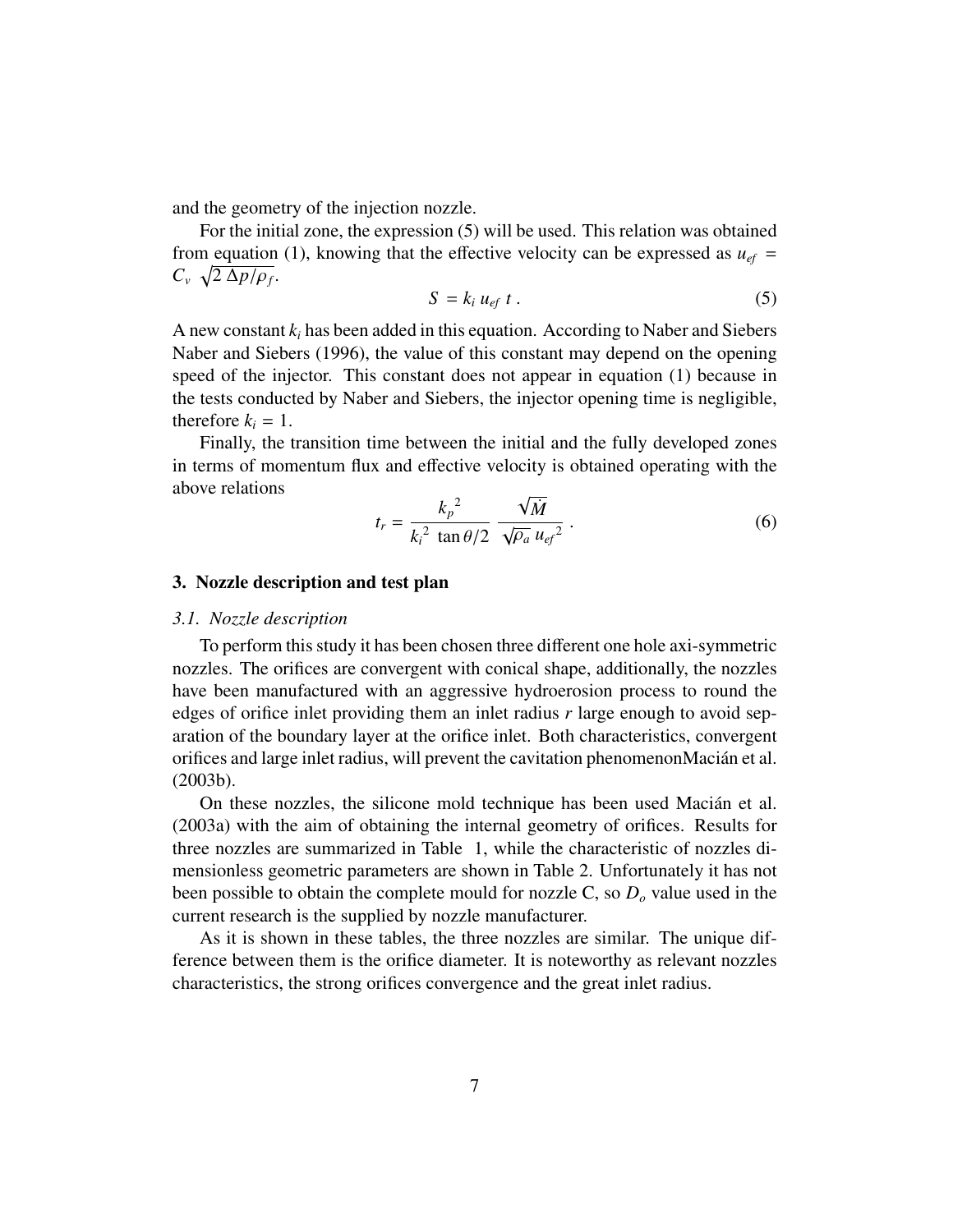and the geometry of the injection nozzle.

For the initial zone, the expression (5) will be used. This relation was obtained from equation (1), knowing that the effective velocity can be expressed as $u_{ef} = C_v \sqrt{2\,\Delta p/\rho_f}$.

$$S = k_i\, u_{ef}\, t\,. \tag{5}$$

A new constant $k_i$ has been added in this equation. According to Naber and Siebers Naber and Siebers (1996), the value of this constant may depend on the opening speed of the injector. This constant does not appear in equation (1) because in the tests conducted by Naber and Siebers, the injector opening time is negligible, therefore $k_i = 1$.

Finally, the transition time between the initial and the fully developed zones in terms of momentum flux and effective velocity is obtained operating with the above relations

$$t_r = \frac{{k_p}^2}{{k_i}^2\ \tan\theta/2}\ \frac{\sqrt{\dot{M}}}{\sqrt{\rho_a}\ {u_{ef}}^2}\,. \tag{6}$$

## 3. Nozzle description and test plan

### 3.1. Nozzle description

To perform this study it has been chosen three different one hole axi-symmetric nozzles. The orifices are convergent with conical shape, additionally, the nozzles have been manufactured with an aggressive hydroerosion process to round the edges of orifice inlet providing them an inlet radius $r$ large enough to avoid separation of the boundary layer at the orifice inlet. Both characteristics, convergent orifices and large inlet radius, will prevent the cavitation phenomenonMacián et al. (2003b).

On these nozzles, the silicone mold technique has been used Macián et al. (2003a) with the aim of obtaining the internal geometry of orifices. Results for three nozzles are summarized in Table 1, while the characteristic of nozzles dimensionless geometric parameters are shown in Table 2. Unfortunately it has not been possible to obtain the complete mould for nozzle C, so $D_o$ value used in the current research is the supplied by nozzle manufacturer.

As it is shown in these tables, the three nozzles are similar. The unique difference between them is the orifice diameter. It is noteworthy as relevant nozzles characteristics, the strong orifices convergence and the great inlet radius.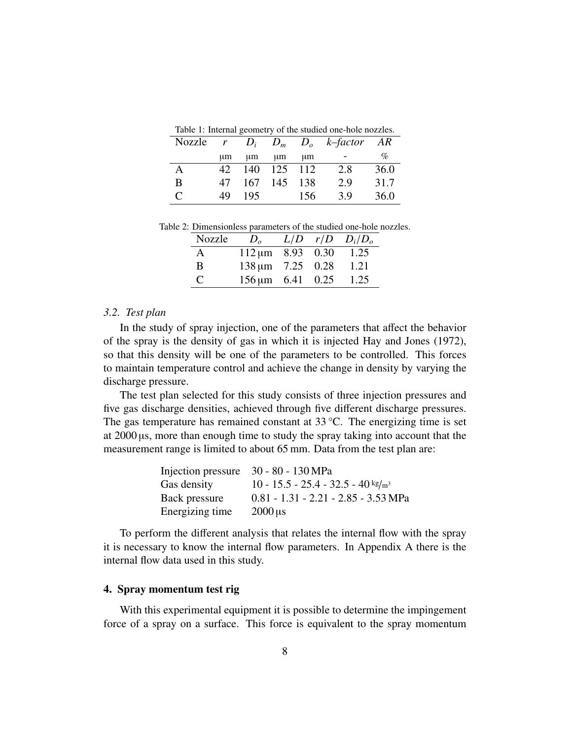Table 1: Internal geometry of the studied one-hole nozzles.

| Nozzle | $r$ | $D_i$ | $D_m$ | $D_o$ | *k–factor* | *AR* |
|---|---|---|---|---|---|---|
| | μm | μm | μm | μm | - | % |
| A | 42 | 140 | 125 | 112 | 2.8 | 36.0 |
| B | 47 | 167 | 145 | 138 | 2.9 | 31.7 |
| C | 49 | 195 | | 156 | 3.9 | 36.0 |

Table 2: Dimensionless parameters of the studied one-hole nozzles.

| Nozzle | $D_o$ | $L/D$ | $r/D$ | $D_i/D_o$ |
|---|---|---|---|---|
| A | 112 μm | 8.93 | 0.30 | 1.25 |
| B | 138 μm | 7.25 | 0.28 | 1.21 |
| C | 156 μm | 6.41 | 0.25 | 1.25 |

### *3.2. Test plan*

In the study of spray injection, one of the parameters that affect the behavior of the spray is the density of gas in which it is injected Hay and Jones (1972), so that this density will be one of the parameters to be controlled. This forces to maintain temperature control and achieve the change in density by varying the discharge pressure.

The test plan selected for this study consists of three injection pressures and five gas discharge densities, achieved through five different discharge pressures. The gas temperature has remained constant at 33 °C. The energizing time is set at 2000 μs, more than enough time to study the spray taking into account that the measurement range is limited to about 65 mm. Data from the test plan are:

| | |
|---|---|
| Injection pressure | 30 - 80 - 130 MPa |
| Gas density | 10 - 15.5 - 25.4 - 32.5 - 40 kg/m³ |
| Back pressure | 0.81 - 1.31 - 2.21 - 2.85 - 3.53 MPa |
| Energizing time | 2000 μs |

To perform the different analysis that relates the internal flow with the spray it is necessary to know the internal flow parameters. In Appendix A there is the internal flow data used in this study.

## 4. Spray momentum test rig

With this experimental equipment it is possible to determine the impingement force of a spray on a surface. This force is equivalent to the spray momentum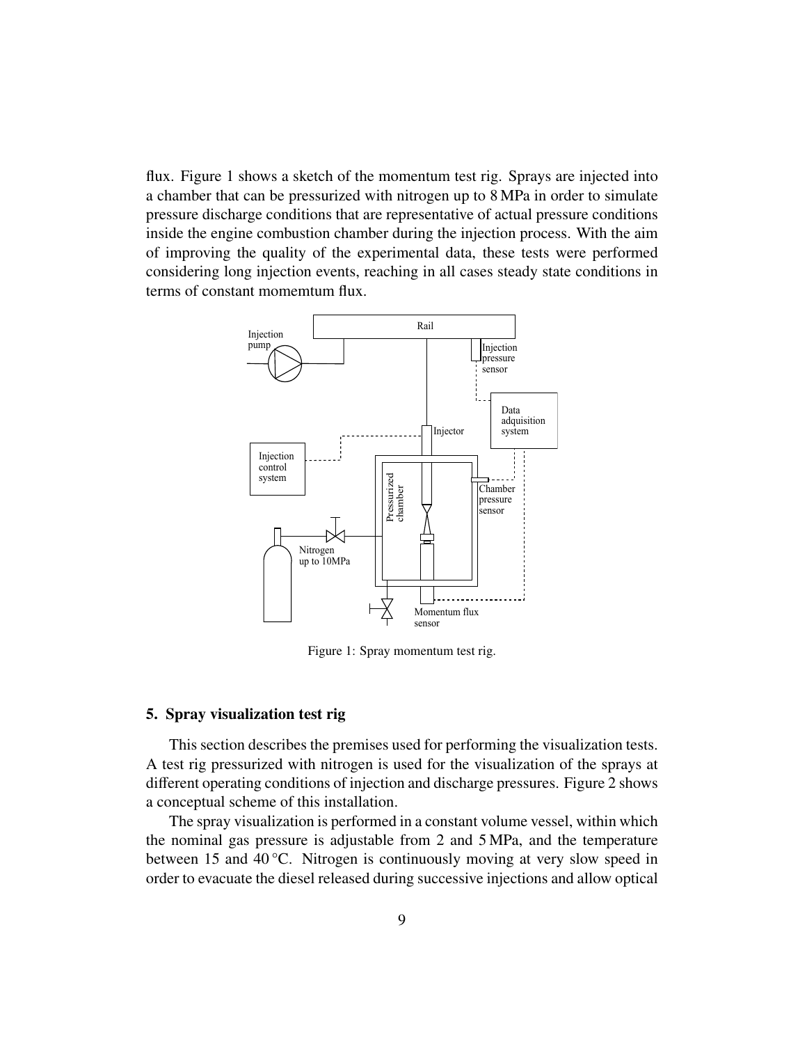flux. Figure 1 shows a sketch of the momentum test rig. Sprays are injected into a chamber that can be pressurized with nitrogen up to 8 MPa in order to simulate pressure discharge conditions that are representative of actual pressure conditions inside the engine combustion chamber during the injection process. With the aim of improving the quality of the experimental data, these tests were performed considering long injection events, reaching in all cases steady state conditions in terms of constant momemtum flux.

Figure 1: Spray momentum test rig.

## 5. Spray visualization test rig

This section describes the premises used for performing the visualization tests. A test rig pressurized with nitrogen is used for the visualization of the sprays at different operating conditions of injection and discharge pressures. Figure 2 shows a conceptual scheme of this installation.

The spray visualization is performed in a constant volume vessel, within which the nominal gas pressure is adjustable from 2 and 5 MPa, and the temperature between 15 and 40 °C. Nitrogen is continuously moving at very slow speed in order to evacuate the diesel released during successive injections and allow optical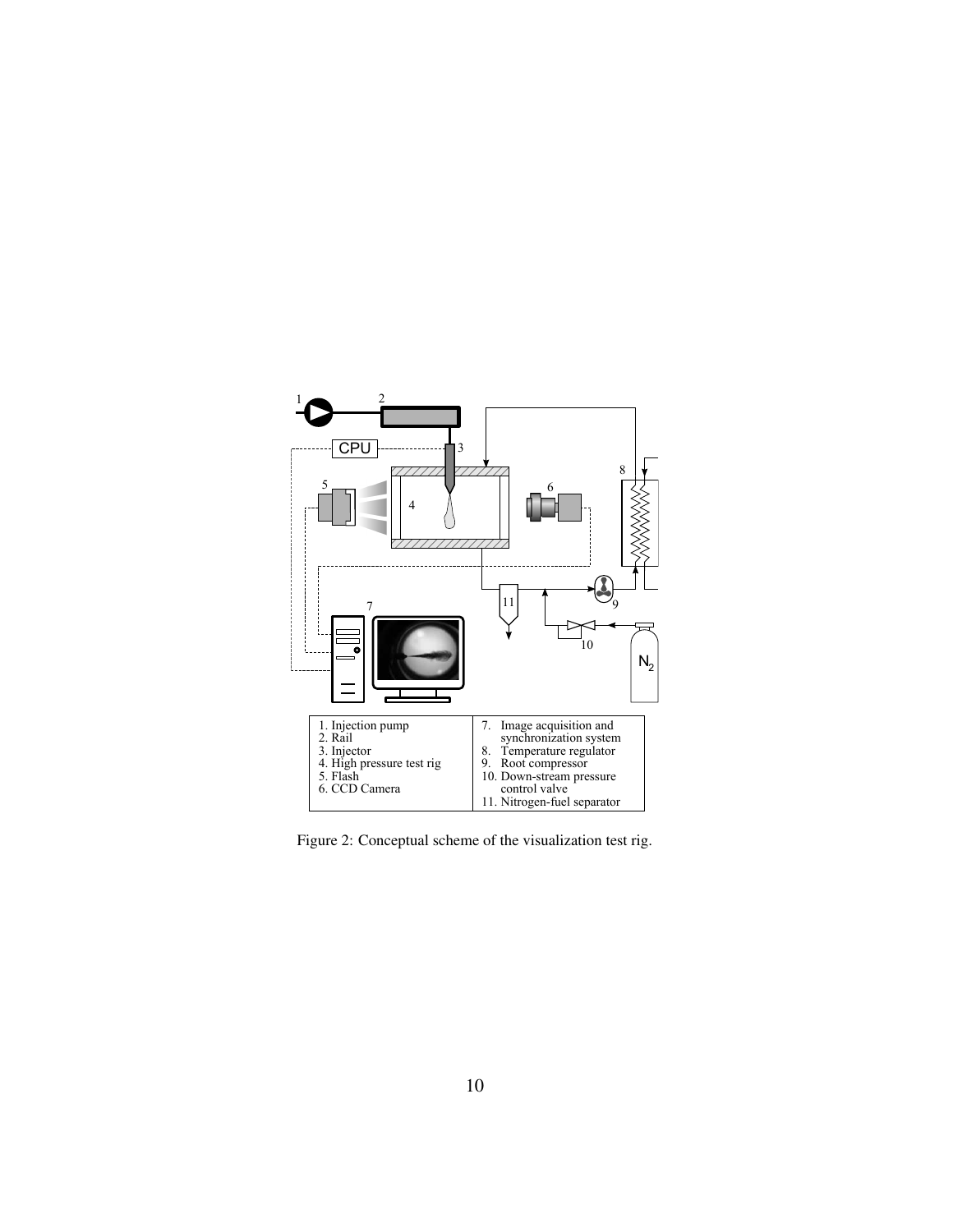| 1. Injection pump | 7. Image acquisition and synchronization system |
| --- | --- |
| 2. Rail | 8. Temperature regulator |
| 3. Injector | 9. Root compressor |
| 4. High pressure test rig | 10. Down-stream pressure control valve |
| 5. Flash | 11. Nitrogen-fuel separator |
| 6. CCD Camera | |

Figure 2: Conceptual scheme of the visualization test rig.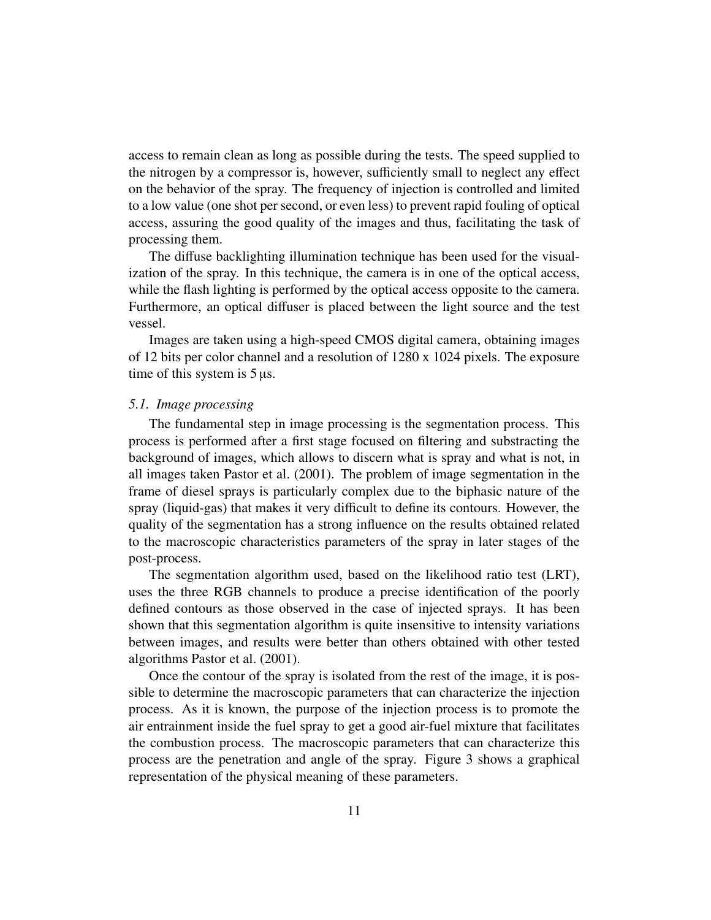access to remain clean as long as possible during the tests. The speed supplied to the nitrogen by a compressor is, however, sufficiently small to neglect any effect on the behavior of the spray. The frequency of injection is controlled and limited to a low value (one shot per second, or even less) to prevent rapid fouling of optical access, assuring the good quality of the images and thus, facilitating the task of processing them.

The diffuse backlighting illumination technique has been used for the visualization of the spray. In this technique, the camera is in one of the optical access, while the flash lighting is performed by the optical access opposite to the camera. Furthermore, an optical diffuser is placed between the light source and the test vessel.

Images are taken using a high-speed CMOS digital camera, obtaining images of 12 bits per color channel and a resolution of 1280 x 1024 pixels. The exposure time of this system is 5 μs.

### 5.1. Image processing

The fundamental step in image processing is the segmentation process. This process is performed after a first stage focused on filtering and substracting the background of images, which allows to discern what is spray and what is not, in all images taken Pastor et al. (2001). The problem of image segmentation in the frame of diesel sprays is particularly complex due to the biphasic nature of the spray (liquid-gas) that makes it very difficult to define its contours. However, the quality of the segmentation has a strong influence on the results obtained related to the macroscopic characteristics parameters of the spray in later stages of the post-process.

The segmentation algorithm used, based on the likelihood ratio test (LRT), uses the three RGB channels to produce a precise identification of the poorly defined contours as those observed in the case of injected sprays. It has been shown that this segmentation algorithm is quite insensitive to intensity variations between images, and results were better than others obtained with other tested algorithms Pastor et al. (2001).

Once the contour of the spray is isolated from the rest of the image, it is possible to determine the macroscopic parameters that can characterize the injection process. As it is known, the purpose of the injection process is to promote the air entrainment inside the fuel spray to get a good air-fuel mixture that facilitates the combustion process. The macroscopic parameters that can characterize this process are the penetration and angle of the spray. Figure 3 shows a graphical representation of the physical meaning of these parameters.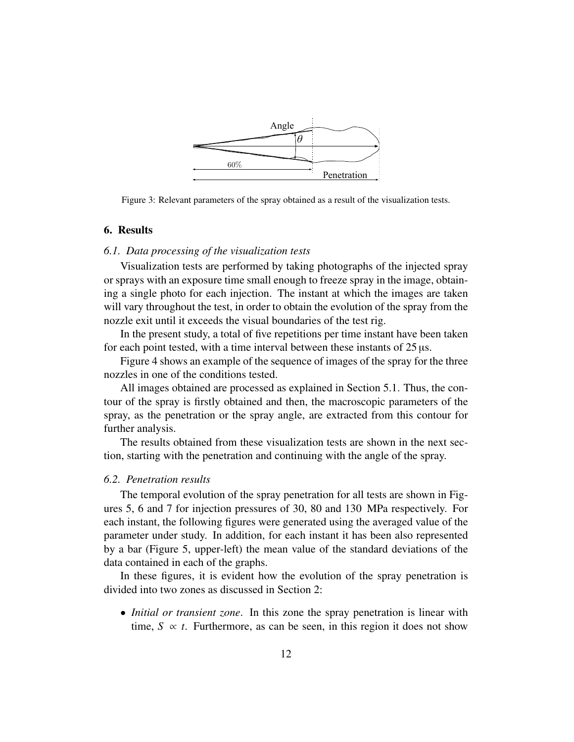Figure 3: Relevant parameters of the spray obtained as a result of the visualization tests.

## 6. Results

### 6.1. Data processing of the visualization tests

Visualization tests are performed by taking photographs of the injected spray or sprays with an exposure time small enough to freeze spray in the image, obtaining a single photo for each injection. The instant at which the images are taken will vary throughout the test, in order to obtain the evolution of the spray from the nozzle exit until it exceeds the visual boundaries of the test rig.

In the present study, a total of five repetitions per time instant have been taken for each point tested, with a time interval between these instants of 25 μs.

Figure 4 shows an example of the sequence of images of the spray for the three nozzles in one of the conditions tested.

All images obtained are processed as explained in Section 5.1. Thus, the contour of the spray is firstly obtained and then, the macroscopic parameters of the spray, as the penetration or the spray angle, are extracted from this contour for further analysis.

The results obtained from these visualization tests are shown in the next section, starting with the penetration and continuing with the angle of the spray.

### 6.2. Penetration results

The temporal evolution of the spray penetration for all tests are shown in Figures 5, 6 and 7 for injection pressures of 30, 80 and 130 MPa respectively. For each instant, the following figures were generated using the averaged value of the parameter under study. In addition, for each instant it has been also represented by a bar (Figure 5, upper-left) the mean value of the standard deviations of the data contained in each of the graphs.

In these figures, it is evident how the evolution of the spray penetration is divided into two zones as discussed in Section 2:

- *Initial or transient zone*. In this zone the spray penetration is linear with time, $S \propto t$. Furthermore, as can be seen, in this region it does not show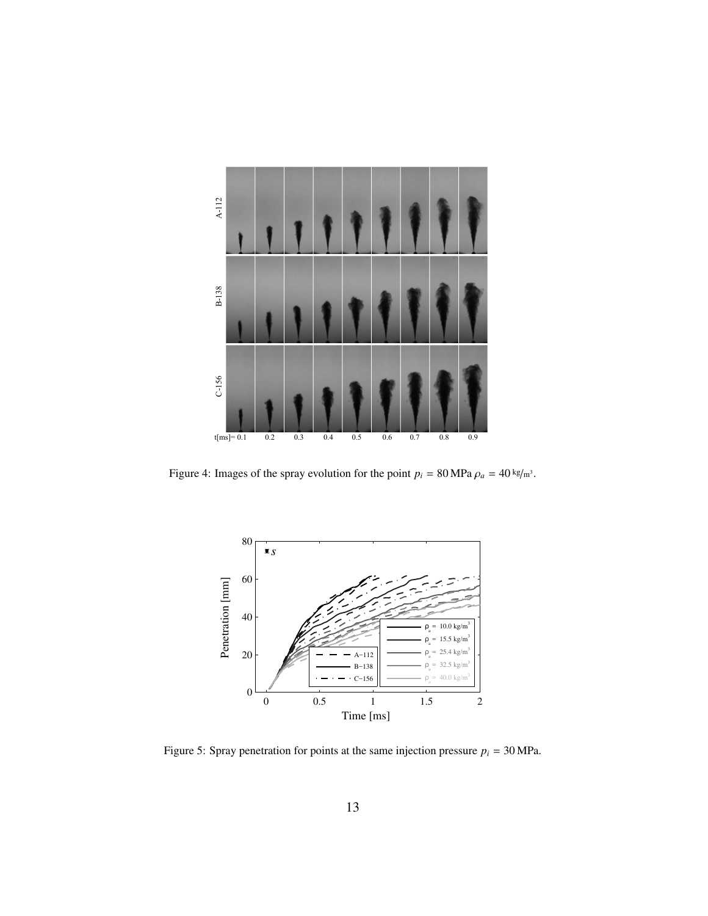Figure 4: Images of the spray evolution for the point $p_i = 80\,\mathrm{MPa}$ $\rho_a = 40\,\mathrm{kg/m^3}$.

Figure 5: Spray penetration for points at the same injection pressure $p_i = 30\,\mathrm{MPa}$.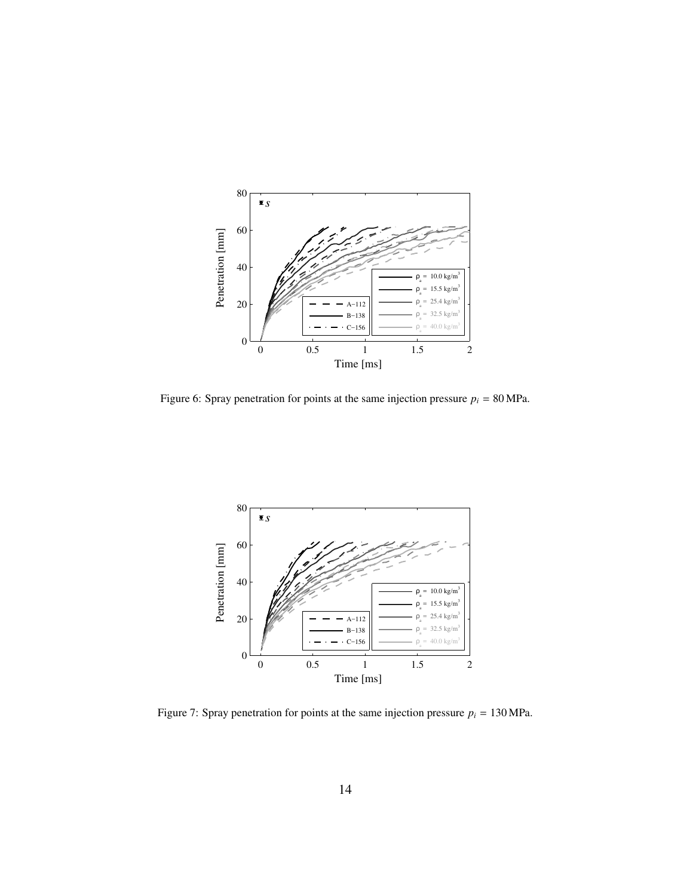Figure 6: Spray penetration for points at the same injection pressure $p_i = 80\,\text{MPa}$.

Figure 7: Spray penetration for points at the same injection pressure $p_i = 130\,\text{MPa}$.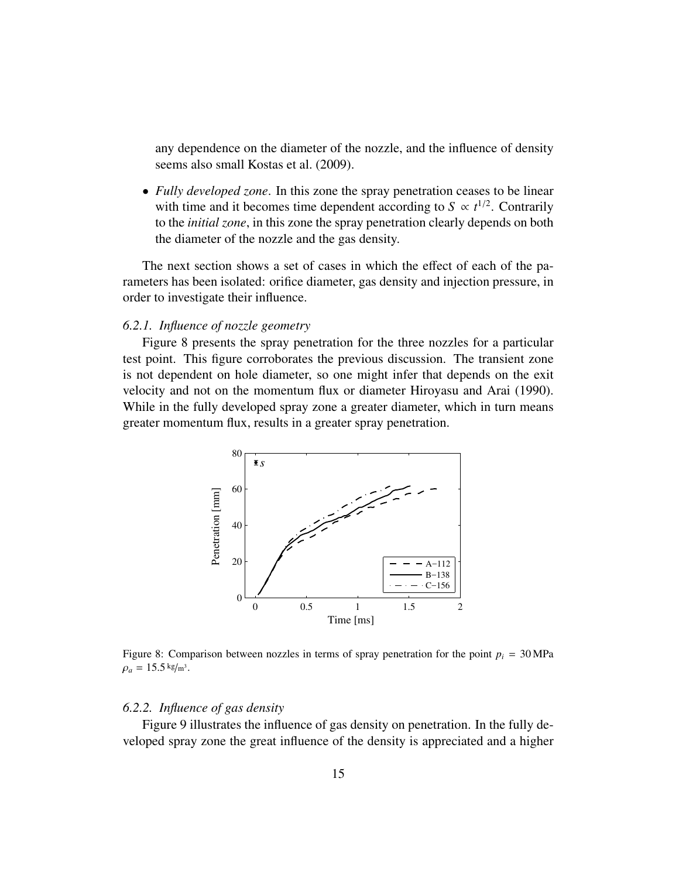any dependence on the diameter of the nozzle, and the influence of density seems also small Kostas et al. (2009).

- *Fully developed zone*. In this zone the spray penetration ceases to be linear with time and it becomes time dependent according to $S \propto t^{1/2}$. Contrarily to the *initial zone*, in this zone the spray penetration clearly depends on both the diameter of the nozzle and the gas density.

The next section shows a set of cases in which the effect of each of the parameters has been isolated: orifice diameter, gas density and injection pressure, in order to investigate their influence.

### 6.2.1. Influence of nozzle geometry

Figure 8 presents the spray penetration for the three nozzles for a particular test point. This figure corroborates the previous discussion. The transient zone is not dependent on hole diameter, so one might infer that depends on the exit velocity and not on the momentum flux or diameter Hiroyasu and Arai (1990). While in the fully developed spray zone a greater diameter, which in turn means greater momentum flux, results in a greater spray penetration.

Figure 8: Comparison between nozzles in terms of spray penetration for the point $p_i = 30\,\text{MPa}$ $\rho_a = 15.5\,\text{kg/m}^3$.

### 6.2.2. Influence of gas density

Figure 9 illustrates the influence of gas density on penetration. In the fully developed spray zone the great influence of the density is appreciated and a higher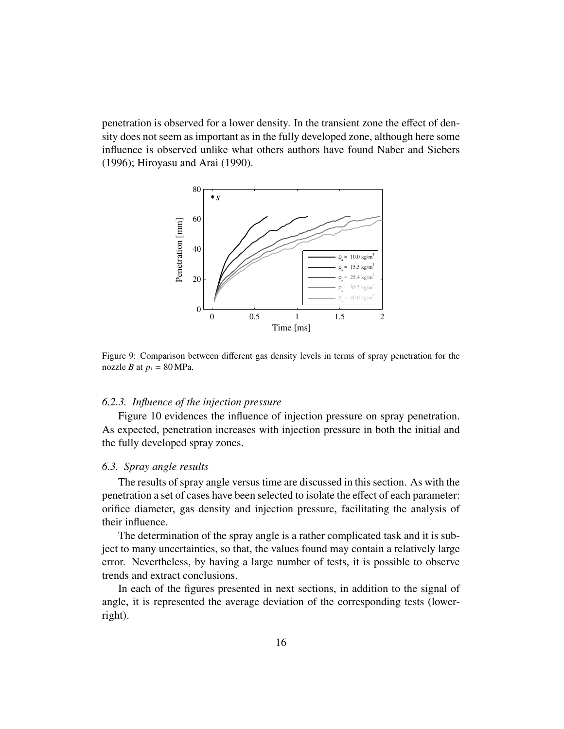penetration is observed for a lower density. In the transient zone the effect of density does not seem as important as in the fully developed zone, although here some influence is observed unlike what others authors have found Naber and Siebers (1996); Hiroyasu and Arai (1990).

Figure 9: Comparison between different gas density levels in terms of spray penetration for the nozzle *B* at $p_i = 80\,\mathrm{MPa}$.

### *6.2.3. Influence of the injection pressure*

Figure 10 evidences the influence of injection pressure on spray penetration. As expected, penetration increases with injection pressure in both the initial and the fully developed spray zones.

## *6.3. Spray angle results*

The results of spray angle versus time are discussed in this section. As with the penetration a set of cases have been selected to isolate the effect of each parameter: orifice diameter, gas density and injection pressure, facilitating the analysis of their influence.

The determination of the spray angle is a rather complicated task and it is subject to many uncertainties, so that, the values found may contain a relatively large error. Nevertheless, by having a large number of tests, it is possible to observe trends and extract conclusions.

In each of the figures presented in next sections, in addition to the signal of angle, it is represented the average deviation of the corresponding tests (lower-right).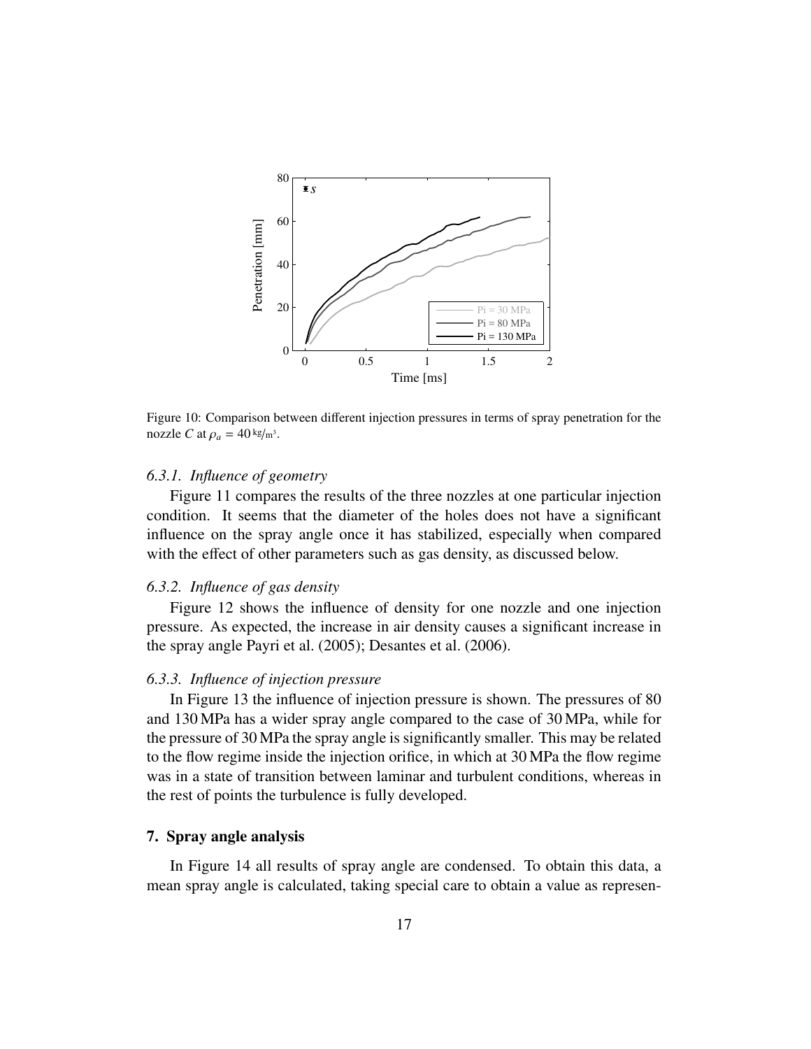Figure 10: Comparison between different injection pressures in terms of spray penetration for the nozzle $C$ at $\rho_a = 40\,\mathrm{kg/m^3}$.

### 6.3.1. Influence of geometry

Figure 11 compares the results of the three nozzles at one particular injection condition. It seems that the diameter of the holes does not have a significant influence on the spray angle once it has stabilized, especially when compared with the effect of other parameters such as gas density, as discussed below.

### 6.3.2. Influence of gas density

Figure 12 shows the influence of density for one nozzle and one injection pressure. As expected, the increase in air density causes a significant increase in the spray angle Payri et al. (2005); Desantes et al. (2006).

### 6.3.3. Influence of injection pressure

In Figure 13 the influence of injection pressure is shown. The pressures of 80 and 130 MPa has a wider spray angle compared to the case of 30 MPa, while for the pressure of 30 MPa the spray angle is significantly smaller. This may be related to the flow regime inside the injection orifice, in which at 30 MPa the flow regime was in a state of transition between laminar and turbulent conditions, whereas in the rest of points the turbulence is fully developed.

## 7. Spray angle analysis

In Figure 14 all results of spray angle are condensed. To obtain this data, a mean spray angle is calculated, taking special care to obtain a value as represen-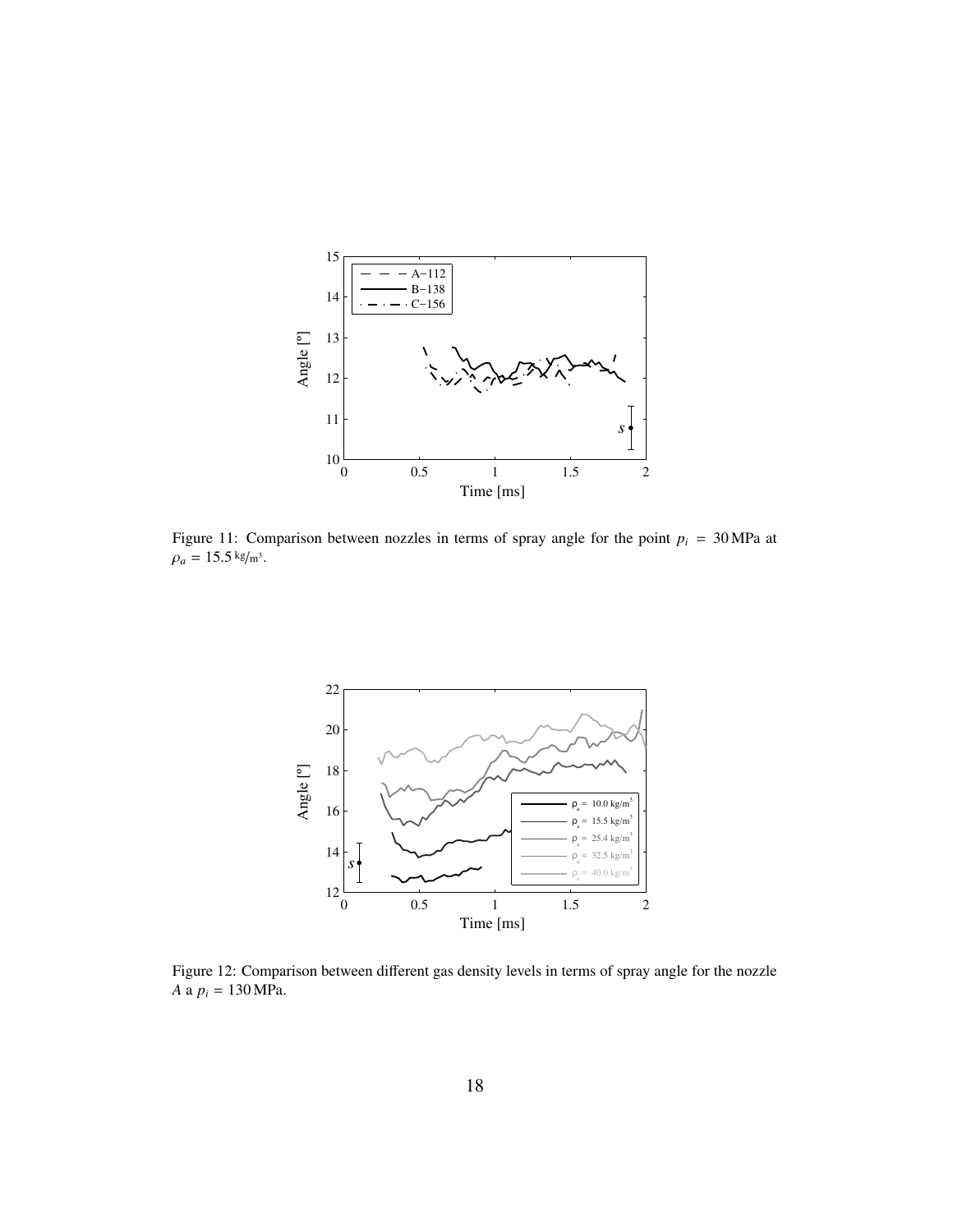Figure 11: Comparison between nozzles in terms of spray angle for the point $p_i = 30\,\mathrm{MPa}$ at $\rho_a = 15.5\,\mathrm{kg/m^3}$.

Figure 12: Comparison between different gas density levels in terms of spray angle for the nozzle $A$ a $p_i = 130\,\mathrm{MPa}$.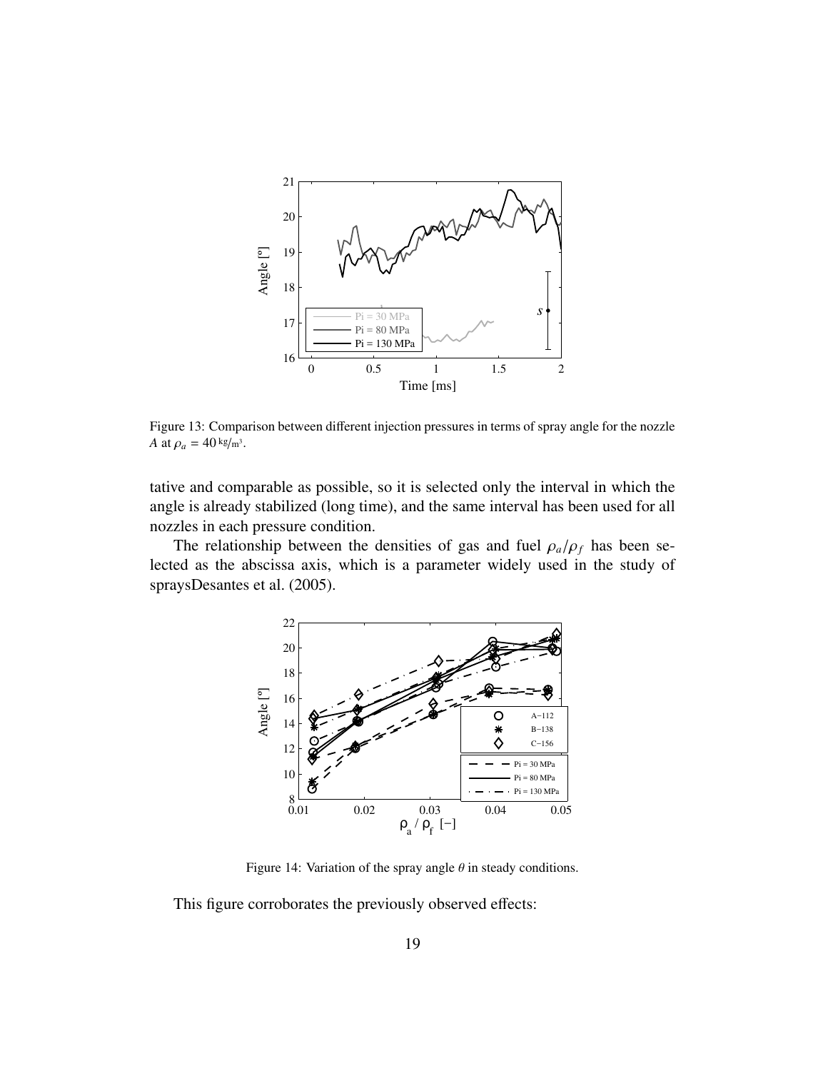Figure 13: Comparison between different injection pressures in terms of spray angle for the nozzle $A$ at $\rho_a = 40\,\mathrm{kg/m^3}$.

tative and comparable as possible, so it is selected only the interval in which the angle is already stabilized (long time), and the same interval has been used for all nozzles in each pressure condition.

The relationship between the densities of gas and fuel $\rho_a/\rho_f$ has been selected as the abscissa axis, which is a parameter widely used in the study of spraysDesantes et al. (2005).

Figure 14: Variation of the spray angle $\theta$ in steady conditions.

This figure corroborates the previously observed effects: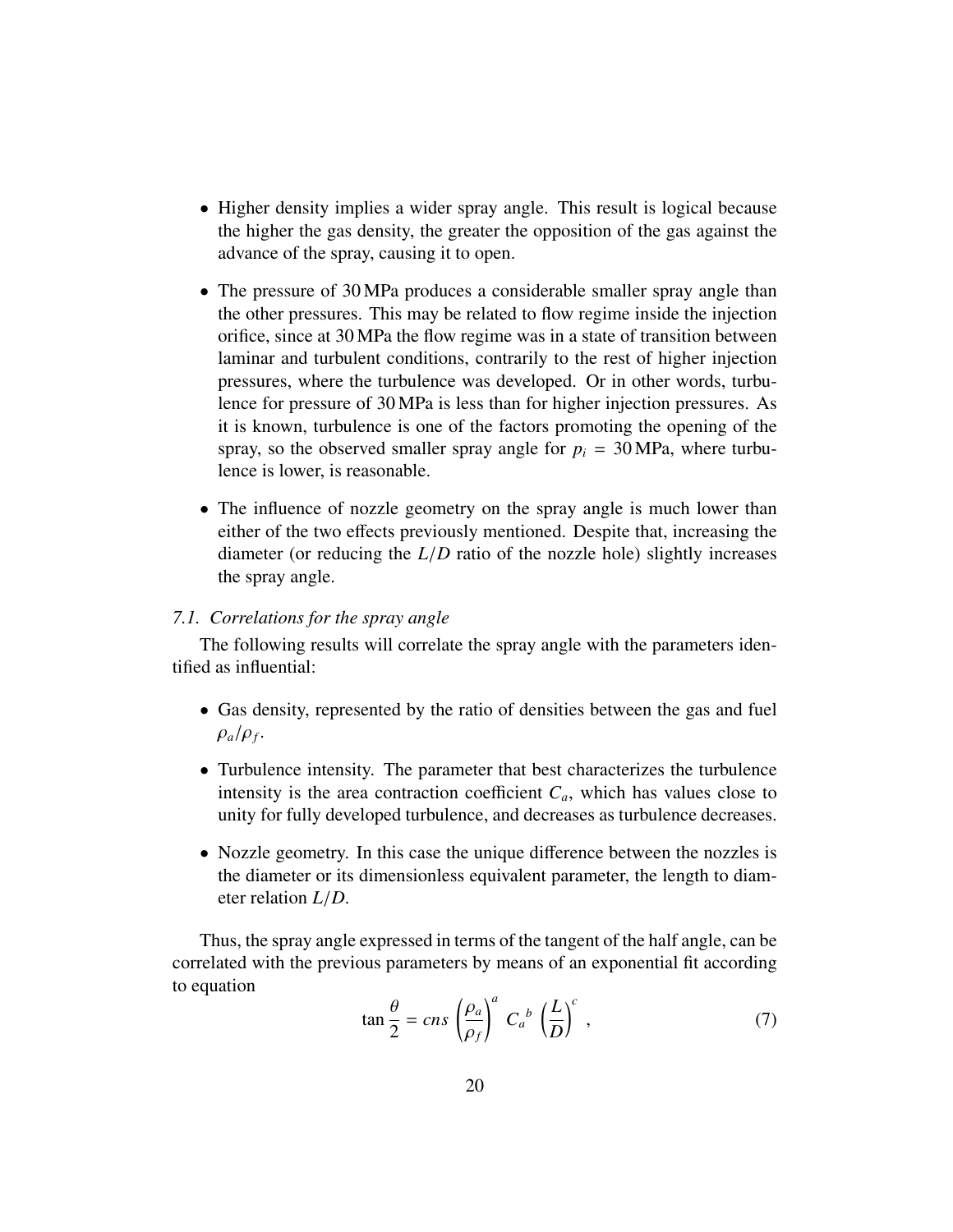- Higher density implies a wider spray angle. This result is logical because the higher the gas density, the greater the opposition of the gas against the advance of the spray, causing it to open.

- The pressure of 30 MPa produces a considerable smaller spray angle than the other pressures. This may be related to flow regime inside the injection orifice, since at 30 MPa the flow regime was in a state of transition between laminar and turbulent conditions, contrarily to the rest of higher injection pressures, where the turbulence was developed. Or in other words, turbulence for pressure of 30 MPa is less than for higher injection pressures. As it is known, turbulence is one of the factors promoting the opening of the spray, so the observed smaller spray angle for $p_i = 30\,\text{MPa}$, where turbulence is lower, is reasonable.

- The influence of nozzle geometry on the spray angle is much lower than either of the two effects previously mentioned. Despite that, increasing the diameter (or reducing the $L/D$ ratio of the nozzle hole) slightly increases the spray angle.

### *7.1. Correlations for the spray angle*

The following results will correlate the spray angle with the parameters identified as influential:

- Gas density, represented by the ratio of densities between the gas and fuel $\rho_a/\rho_f$.

- Turbulence intensity. The parameter that best characterizes the turbulence intensity is the area contraction coefficient $C_a$, which has values close to unity for fully developed turbulence, and decreases as turbulence decreases.

- Nozzle geometry. In this case the unique difference between the nozzles is the diameter or its dimensionless equivalent parameter, the length to diameter relation $L/D$.

Thus, the spray angle expressed in terms of the tangent of the half angle, can be correlated with the previous parameters by means of an exponential fit according to equation

$$\tan\frac{\theta}{2} = cns\left(\frac{\rho_a}{\rho_f}\right)^a {C_a}^b \left(\frac{L}{D}\right)^c , \tag{7}$$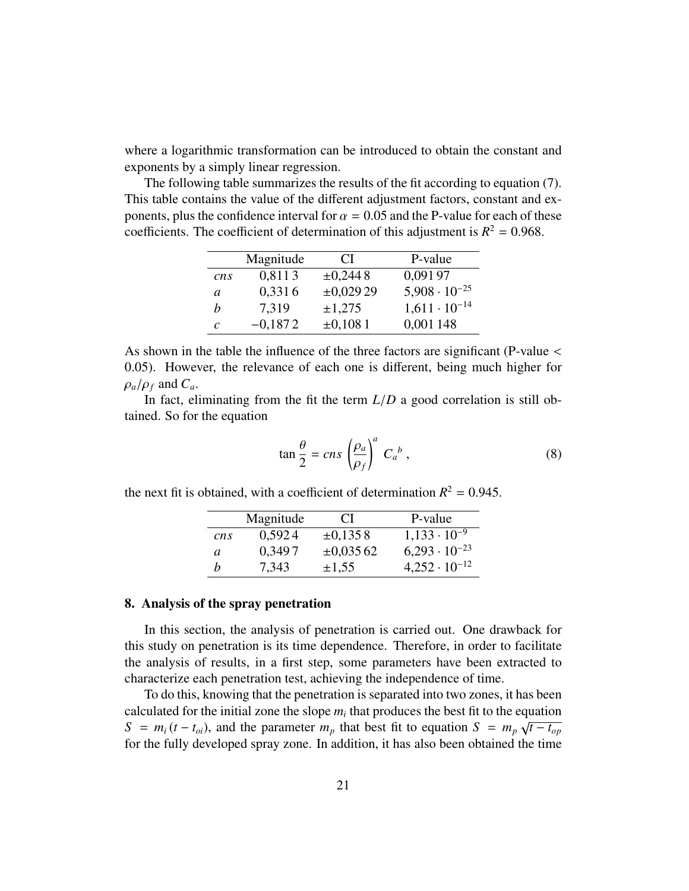where a logarithmic transformation can be introduced to obtain the constant and exponents by a simply linear regression.

The following table summarizes the results of the fit according to equation (7). This table contains the value of the different adjustment factors, constant and exponents, plus the confidence interval for $\alpha = 0.05$ and the P-value for each of these coefficients. The coefficient of determination of this adjustment is $R^2 = 0.968$.

| | Magnitude | CI | P-value |
|---|---|---|---|
| $cns$ | 0,811 3 | ±0,244 8 | 0,091 97 |
| $a$ | 0,331 6 | ±0,029 29 | $5{,}908 \cdot 10^{-25}$ |
| $b$ | 7,319 | ±1,275 | $1{,}611 \cdot 10^{-14}$ |
| $c$ | −0,187 2 | ±0,108 1 | 0,001 148 |

As shown in the table the influence of the three factors are significant (P-value < 0.05). However, the relevance of each one is different, being much higher for $\rho_a/\rho_f$ and $C_a$.

In fact, eliminating from the fit the term $L/D$ a good correlation is still obtained. So for the equation

$$\tan\frac{\theta}{2} = cns \left(\frac{\rho_a}{\rho_f}\right)^a {C_a}^b \,, \tag{8}$$

the next fit is obtained, with a coefficient of determination $R^2 = 0.945$.

| | Magnitude | CI | P-value |
|---|---|---|---|
| $cns$ | 0,592 4 | ±0,135 8 | $1{,}133 \cdot 10^{-9}$ |
| $a$ | 0,349 7 | ±0,035 62 | $6{,}293 \cdot 10^{-23}$ |
| $b$ | 7,343 | ±1,55 | $4{,}252 \cdot 10^{-12}$ |

## 8. Analysis of the spray penetration

In this section, the analysis of penetration is carried out. One drawback for this study on penetration is its time dependence. Therefore, in order to facilitate the analysis of results, in a first step, some parameters have been extracted to characterize each penetration test, achieving the independence of time.

To do this, knowing that the penetration is separated into two zones, it has been calculated for the initial zone the slope $m_i$ that produces the best fit to the equation $S = m_i\,(t - t_{oi})$, and the parameter $m_p$ that best fit to equation $S = m_p\,\sqrt{t - t_{op}}$ for the fully developed spray zone. In addition, it has also been obtained the time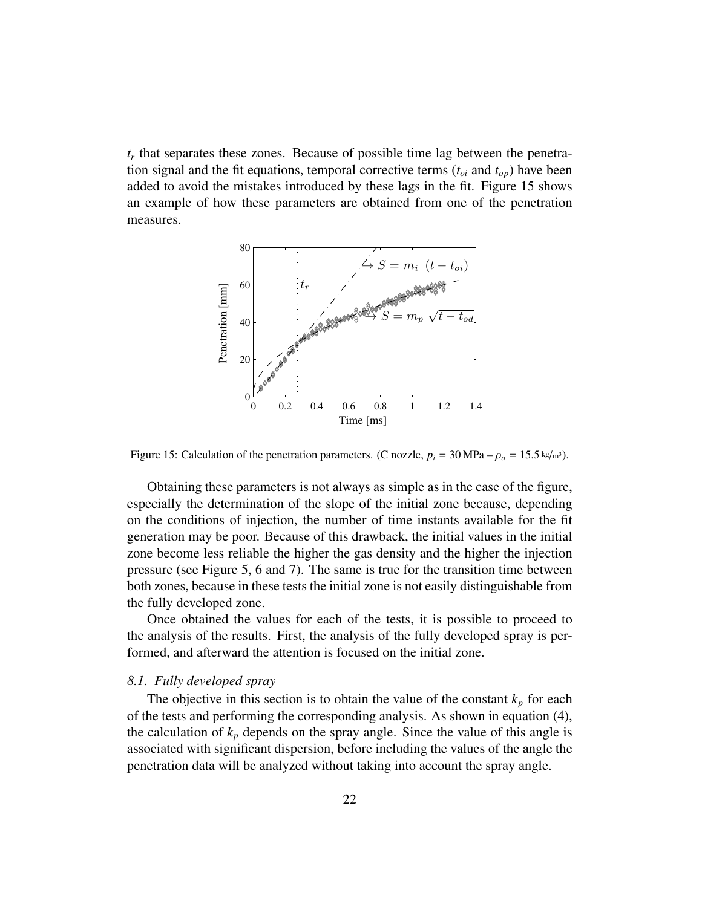$t_r$ that separates these zones. Because of possible time lag between the penetration signal and the fit equations, temporal corrective terms ($t_{oi}$ and $t_{op}$) have been added to avoid the mistakes introduced by these lags in the fit. Figure 15 shows an example of how these parameters are obtained from one of the penetration measures.

Figure 15: Calculation of the penetration parameters. (C nozzle, $p_i$ = 30 MPa – $\rho_a$ = 15.5 kg/m³).

Obtaining these parameters is not always as simple as in the case of the figure, especially the determination of the slope of the initial zone because, depending on the conditions of injection, the number of time instants available for the fit generation may be poor. Because of this drawback, the initial values in the initial zone become less reliable the higher the gas density and the higher the injection pressure (see Figure 5, 6 and 7). The same is true for the transition time between both zones, because in these tests the initial zone is not easily distinguishable from the fully developed zone.

Once obtained the values for each of the tests, it is possible to proceed to the analysis of the results. First, the analysis of the fully developed spray is performed, and afterward the attention is focused on the initial zone.

### 8.1. Fully developed spray

The objective in this section is to obtain the value of the constant $k_p$ for each of the tests and performing the corresponding analysis. As shown in equation (4), the calculation of $k_p$ depends on the spray angle. Since the value of this angle is associated with significant dispersion, before including the values of the angle the penetration data will be analyzed without taking into account the spray angle.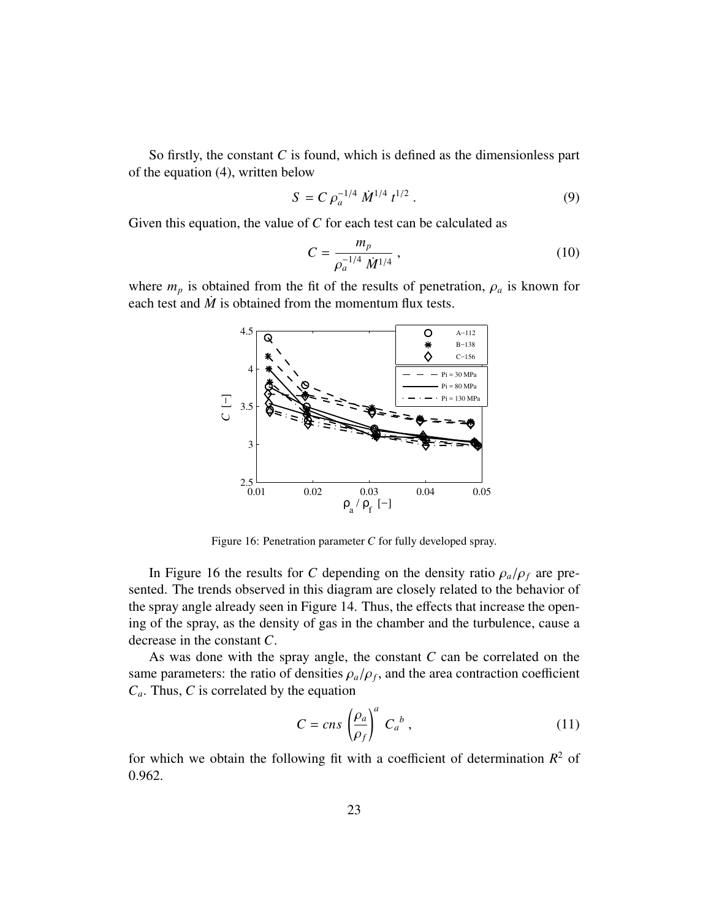So firstly, the constant $C$ is found, which is defined as the dimensionless part of the equation (4), written below

$$S = C\,\rho_a^{-1/4}\,\dot{M}^{1/4}\,t^{1/2}\,. \tag{9}$$

Given this equation, the value of $C$ for each test can be calculated as

$$C = \frac{m_p}{\rho_a^{-1/4}\,\dot{M}^{1/4}}\,, \tag{10}$$

where $m_p$ is obtained from the fit of the results of penetration, $\rho_a$ is known for each test and $\dot{M}$ is obtained from the momentum flux tests.

Figure 16: Penetration parameter $C$ for fully developed spray.

In Figure 16 the results for $C$ depending on the density ratio $\rho_a/\rho_f$ are presented. The trends observed in this diagram are closely related to the behavior of the spray angle already seen in Figure 14. Thus, the effects that increase the opening of the spray, as the density of gas in the chamber and the turbulence, cause a decrease in the constant $C$.

As was done with the spray angle, the constant $C$ can be correlated on the same parameters: the ratio of densities $\rho_a/\rho_f$, and the area contraction coefficient $C_a$. Thus, $C$ is correlated by the equation

$$C = cns\left(\frac{\rho_a}{\rho_f}\right)^a\,{C_a}^b\,, \tag{11}$$

for which we obtain the following fit with a coefficient of determination $R^2$ of 0.962.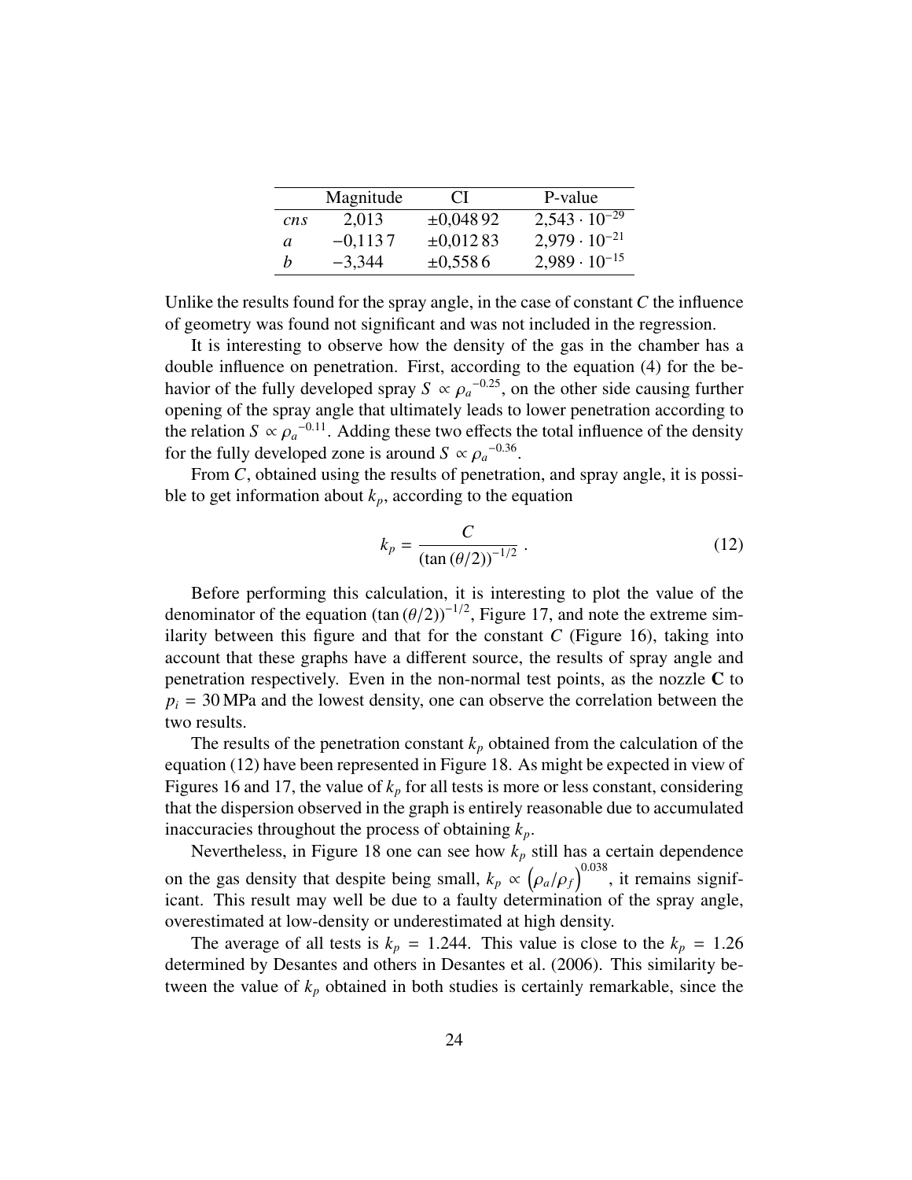| | Magnitude | CI | P-value |
|---|---|---|---|
| $cns$ | 2,013 | ±0,048 92 | $2{,}543 \cdot 10^{-29}$ |
| $a$ | −0,113 7 | ±0,012 83 | $2{,}979 \cdot 10^{-21}$ |
| $b$ | −3,344 | ±0,558 6 | $2{,}989 \cdot 10^{-15}$ |

Unlike the results found for the spray angle, in the case of constant $C$ the influence of geometry was found not significant and was not included in the regression.

It is interesting to observe how the density of the gas in the chamber has a double influence on penetration. First, according to the equation (4) for the behavior of the fully developed spray $S \propto {\rho_a}^{-0.25}$, on the other side causing further opening of the spray angle that ultimately leads to lower penetration according to the relation $S \propto {\rho_a}^{-0.11}$. Adding these two effects the total influence of the density for the fully developed zone is around $S \propto {\rho_a}^{-0.36}$.

From $C$, obtained using the results of penetration, and spray angle, it is possible to get information about $k_p$, according to the equation

$$k_p = \frac{C}{(\tan(\theta/2))^{-1/2}} \,. \tag{12}$$

Before performing this calculation, it is interesting to plot the value of the denominator of the equation $(\tan(\theta/2))^{-1/2}$, Figure 17, and note the extreme similarity between this figure and that for the constant $C$ (Figure 16), taking into account that these graphs have a different source, the results of spray angle and penetration respectively. Even in the non-normal test points, as the nozzle **C** to $p_i = 30\,\text{MPa}$ and the lowest density, one can observe the correlation between the two results.

The results of the penetration constant $k_p$ obtained from the calculation of the equation (12) have been represented in Figure 18. As might be expected in view of Figures 16 and 17, the value of $k_p$ for all tests is more or less constant, considering that the dispersion observed in the graph is entirely reasonable due to accumulated inaccuracies throughout the process of obtaining $k_p$.

Nevertheless, in Figure 18 one can see how $k_p$ still has a certain dependence on the gas density that despite being small, $k_p \propto \left(\rho_a/\rho_f\right)^{0.038}$, it remains significant. This result may well be due to a faulty determination of the spray angle, overestimated at low-density or underestimated at high density.

The average of all tests is $k_p = 1.244$. This value is close to the $k_p = 1.26$ determined by Desantes and others in Desantes et al. (2006). This similarity between the value of $k_p$ obtained in both studies is certainly remarkable, since the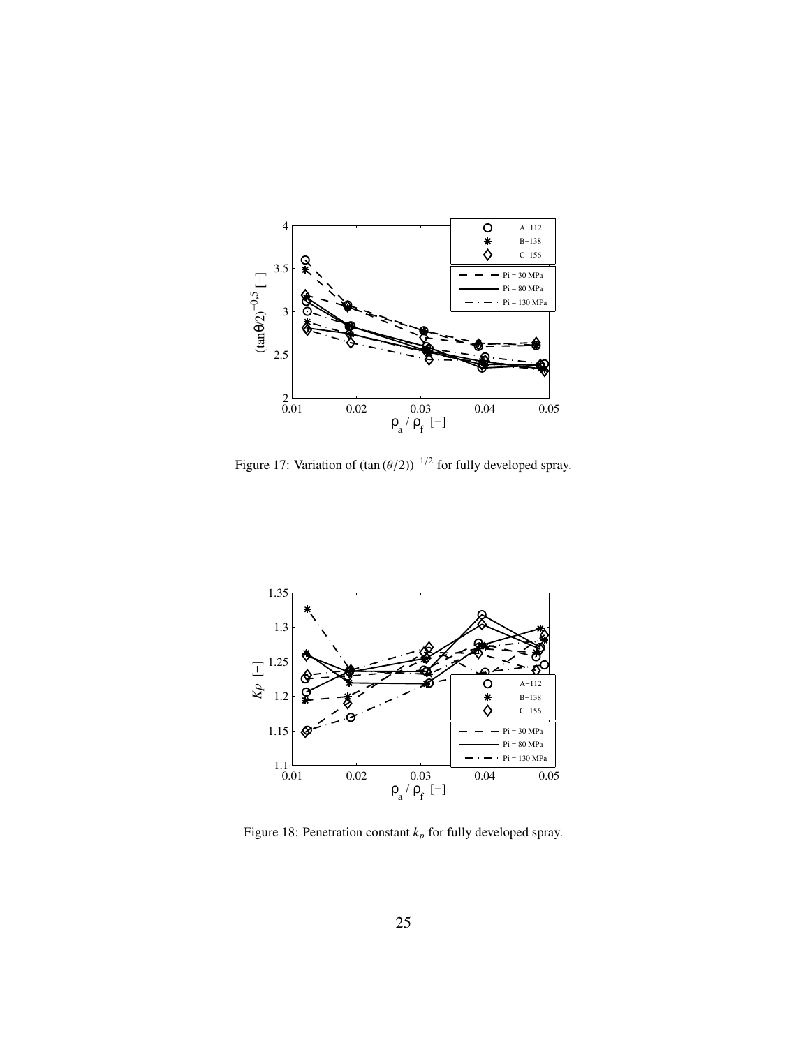Figure 17: Variation of $(\tan(\theta/2))^{-1/2}$ for fully developed spray.

Figure 18: Penetration constant $k_p$ for fully developed spray.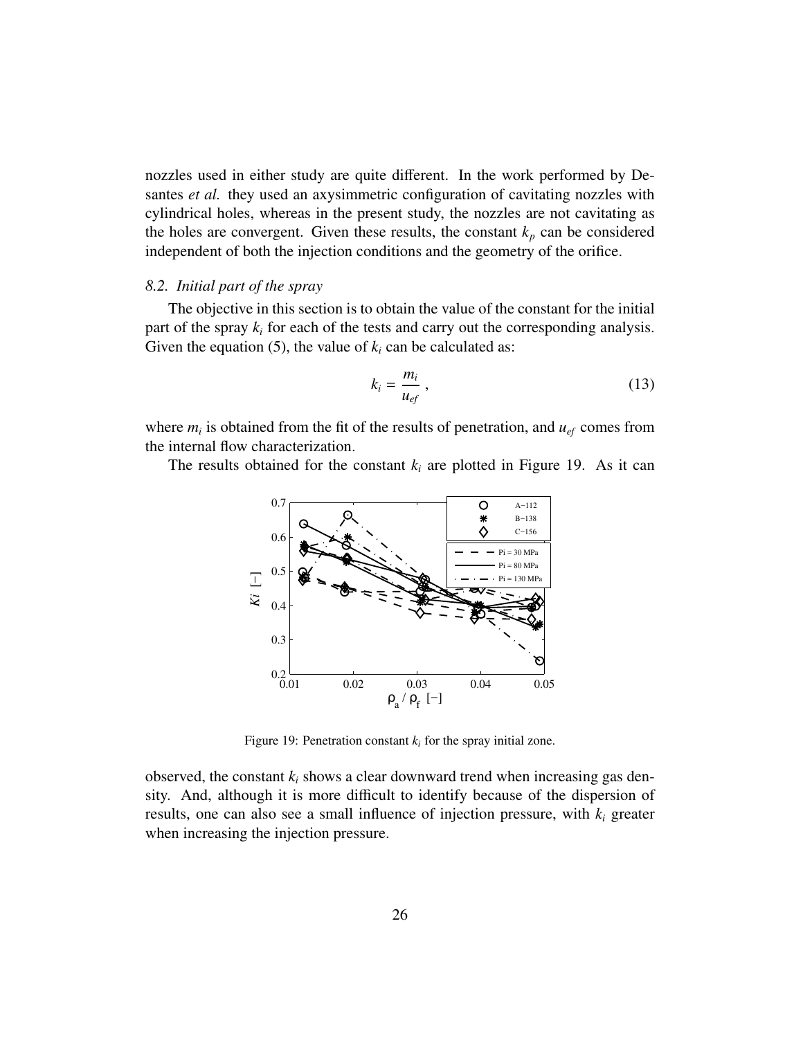nozzles used in either study are quite different. In the work performed by Desantes *et al.* they used an axysimmetric configuration of cavitating nozzles with cylindrical holes, whereas in the present study, the nozzles are not cavitating as the holes are convergent. Given these results, the constant $k_p$ can be considered independent of both the injection conditions and the geometry of the orifice.

### *8.2. Initial part of the spray*

The objective in this section is to obtain the value of the constant for the initial part of the spray $k_i$ for each of the tests and carry out the corresponding analysis. Given the equation (5), the value of $k_i$ can be calculated as:

$$k_i = \frac{m_i}{u_{ef}} \, , \tag{13}$$

where $m_i$ is obtained from the fit of the results of penetration, and $u_{ef}$ comes from the internal flow characterization.

The results obtained for the constant $k_i$ are plotted in Figure 19. As it can

Figure 19: Penetration constant $k_i$ for the spray initial zone.

observed, the constant $k_i$ shows a clear downward trend when increasing gas density. And, although it is more difficult to identify because of the dispersion of results, one can also see a small influence of injection pressure, with $k_i$ greater when increasing the injection pressure.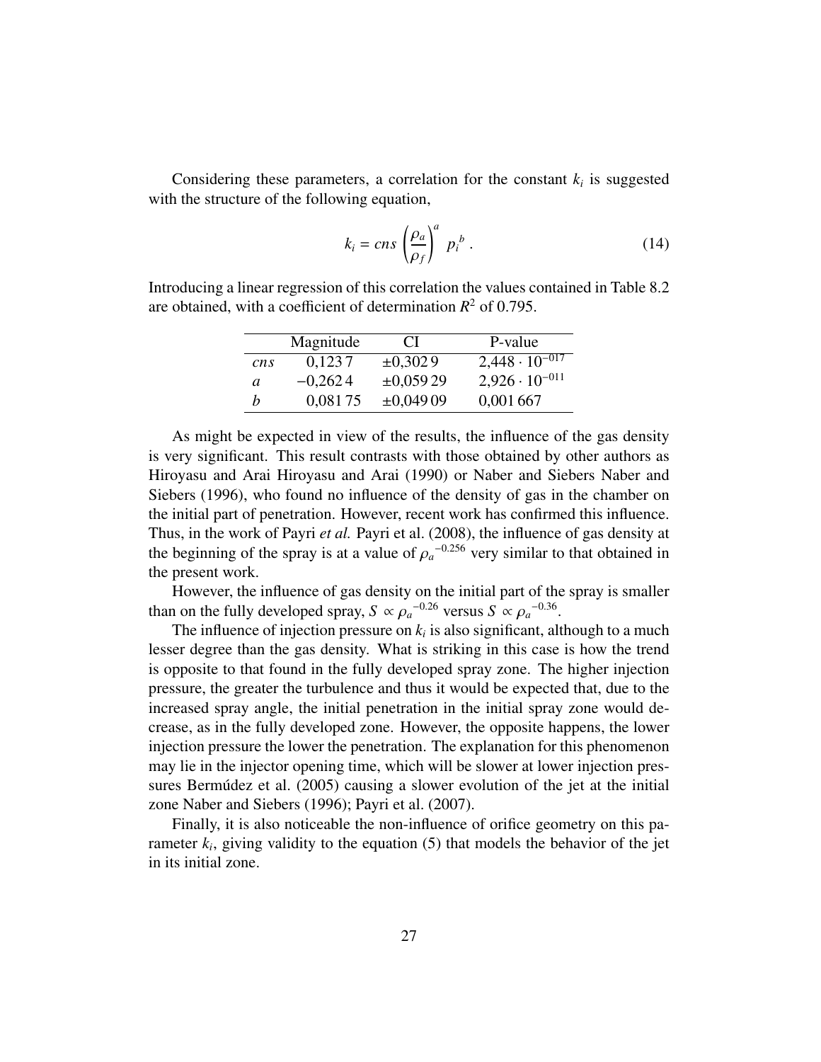Considering these parameters, a correlation for the constant $k_i$ is suggested with the structure of the following equation,

$$k_i = cns \left(\frac{\rho_a}{\rho_f}\right)^a p_i^{\,b} \,. \tag{14}$$

Introducing a linear regression of this correlation the values contained in Table 8.2 are obtained, with a coefficient of determination $R^2$ of 0.795.

| | Magnitude | CI | P-value |
|---|---|---|---|
| $cns$ | 0,1237 | ±0,3029 | $2{,}448 \cdot 10^{-017}$ |
| $a$ | −0,2624 | ±0,05929 | $2{,}926 \cdot 10^{-011}$ |
| $b$ | 0,08175 | ±0,04909 | 0,001667 |

As might be expected in view of the results, the influence of the gas density is very significant. This result contrasts with those obtained by other authors as Hiroyasu and Arai Hiroyasu and Arai (1990) or Naber and Siebers Naber and Siebers (1996), who found no influence of the density of gas in the chamber on the initial part of penetration. However, recent work has confirmed this influence. Thus, in the work of Payri *et al.* Payri et al. (2008), the influence of gas density at the beginning of the spray is at a value of $\rho_a^{-0.256}$ very similar to that obtained in the present work.

However, the influence of gas density on the initial part of the spray is smaller than on the fully developed spray, $S \propto \rho_a^{-0.26}$ versus $S \propto \rho_a^{-0.36}$.

The influence of injection pressure on $k_i$ is also significant, although to a much lesser degree than the gas density. What is striking in this case is how the trend is opposite to that found in the fully developed spray zone. The higher injection pressure, the greater the turbulence and thus it would be expected that, due to the increased spray angle, the initial penetration in the initial spray zone would decrease, as in the fully developed zone. However, the opposite happens, the lower injection pressure the lower the penetration. The explanation for this phenomenon may lie in the injector opening time, which will be slower at lower injection pressures Bermúdez et al. (2005) causing a slower evolution of the jet at the initial zone Naber and Siebers (1996); Payri et al. (2007).

Finally, it is also noticeable the non-influence of orifice geometry on this parameter $k_i$, giving validity to the equation (5) that models the behavior of the jet in its initial zone.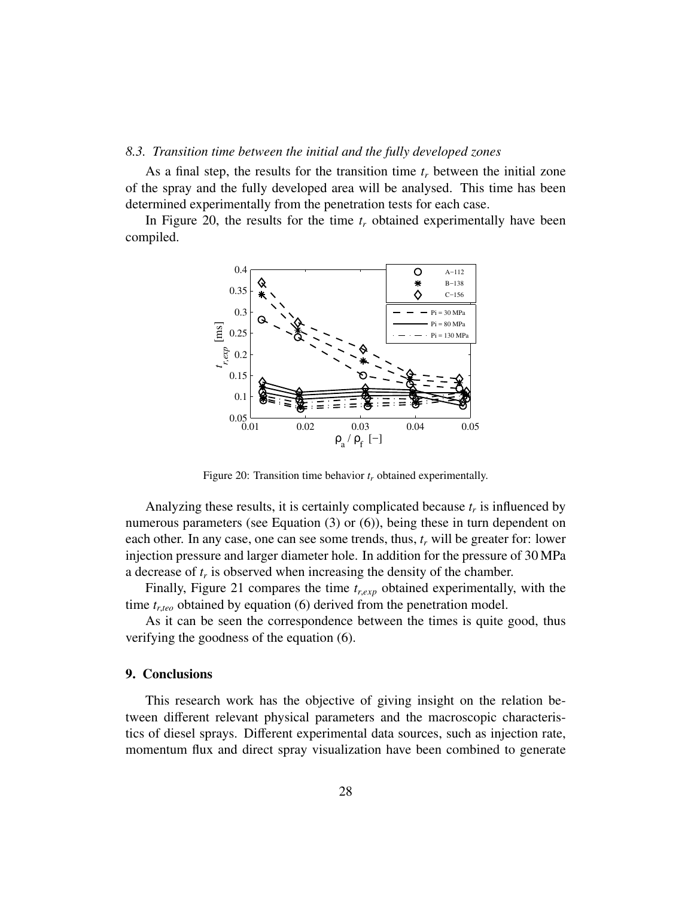### 8.3. Transition time between the initial and the fully developed zones

As a final step, the results for the transition time $t_r$ between the initial zone of the spray and the fully developed area will be analysed. This time has been determined experimentally from the penetration tests for each case.

In Figure 20, the results for the time $t_r$ obtained experimentally have been compiled.

Figure 20: Transition time behavior $t_r$ obtained experimentally.

Analyzing these results, it is certainly complicated because $t_r$ is influenced by numerous parameters (see Equation (3) or (6)), being these in turn dependent on each other. In any case, one can see some trends, thus, $t_r$ will be greater for: lower injection pressure and larger diameter hole. In addition for the pressure of 30 MPa a decrease of $t_r$ is observed when increasing the density of the chamber.

Finally, Figure 21 compares the time $t_{r,exp}$ obtained experimentally, with the time $t_{r,teo}$ obtained by equation (6) derived from the penetration model.

As it can be seen the correspondence between the times is quite good, thus verifying the goodness of the equation (6).

## 9. Conclusions

This research work has the objective of giving insight on the relation between different relevant physical parameters and the macroscopic characteristics of diesel sprays. Different experimental data sources, such as injection rate, momentum flux and direct spray visualization have been combined to generate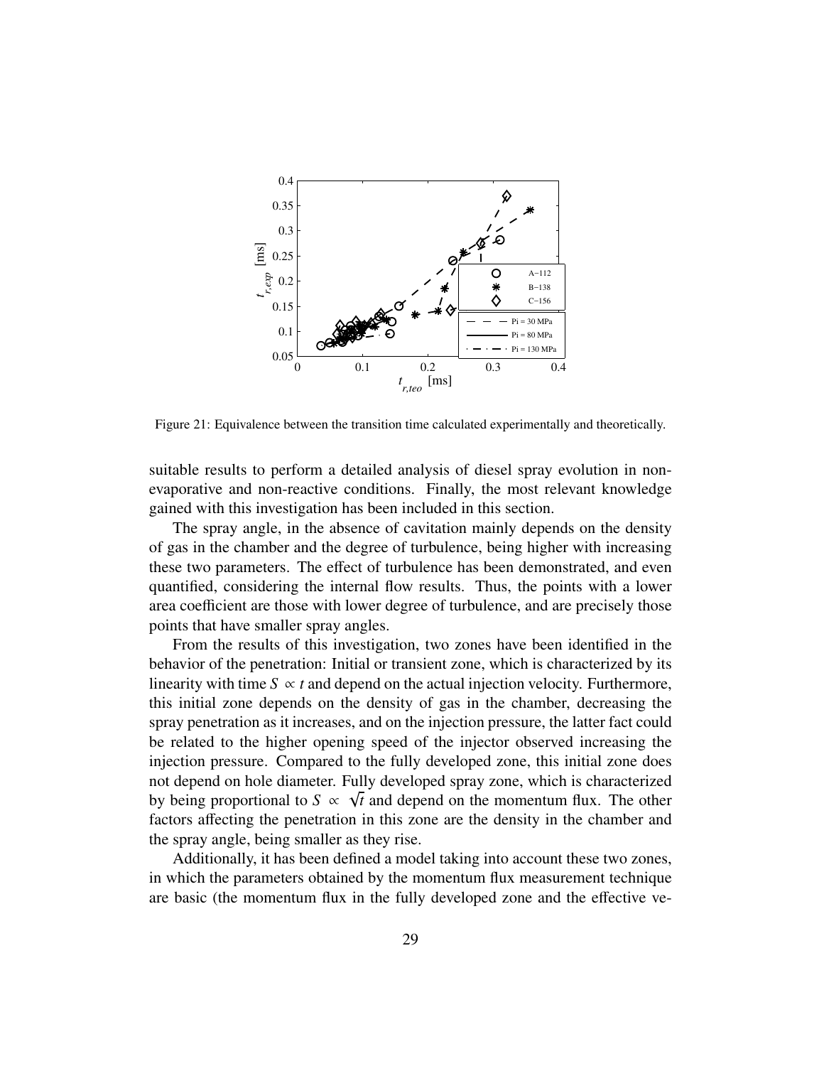Figure 21: Equivalence between the transition time calculated experimentally and theoretically.

suitable results to perform a detailed analysis of diesel spray evolution in non-evaporative and non-reactive conditions. Finally, the most relevant knowledge gained with this investigation has been included in this section.

The spray angle, in the absence of cavitation mainly depends on the density of gas in the chamber and the degree of turbulence, being higher with increasing these two parameters. The effect of turbulence has been demonstrated, and even quantified, considering the internal flow results. Thus, the points with a lower area coefficient are those with lower degree of turbulence, and are precisely those points that have smaller spray angles.

From the results of this investigation, two zones have been identified in the behavior of the penetration: Initial or transient zone, which is characterized by its linearity with time $S \propto t$ and depend on the actual injection velocity. Furthermore, this initial zone depends on the density of gas in the chamber, decreasing the spray penetration as it increases, and on the injection pressure, the latter fact could be related to the higher opening speed of the injector observed increasing the injection pressure. Compared to the fully developed zone, this initial zone does not depend on hole diameter. Fully developed spray zone, which is characterized by being proportional to $S \propto \sqrt{t}$ and depend on the momentum flux. The other factors affecting the penetration in this zone are the density in the chamber and the spray angle, being smaller as they rise.

Additionally, it has been defined a model taking into account these two zones, in which the parameters obtained by the momentum flux measurement technique are basic (the momentum flux in the fully developed zone and the effective ve-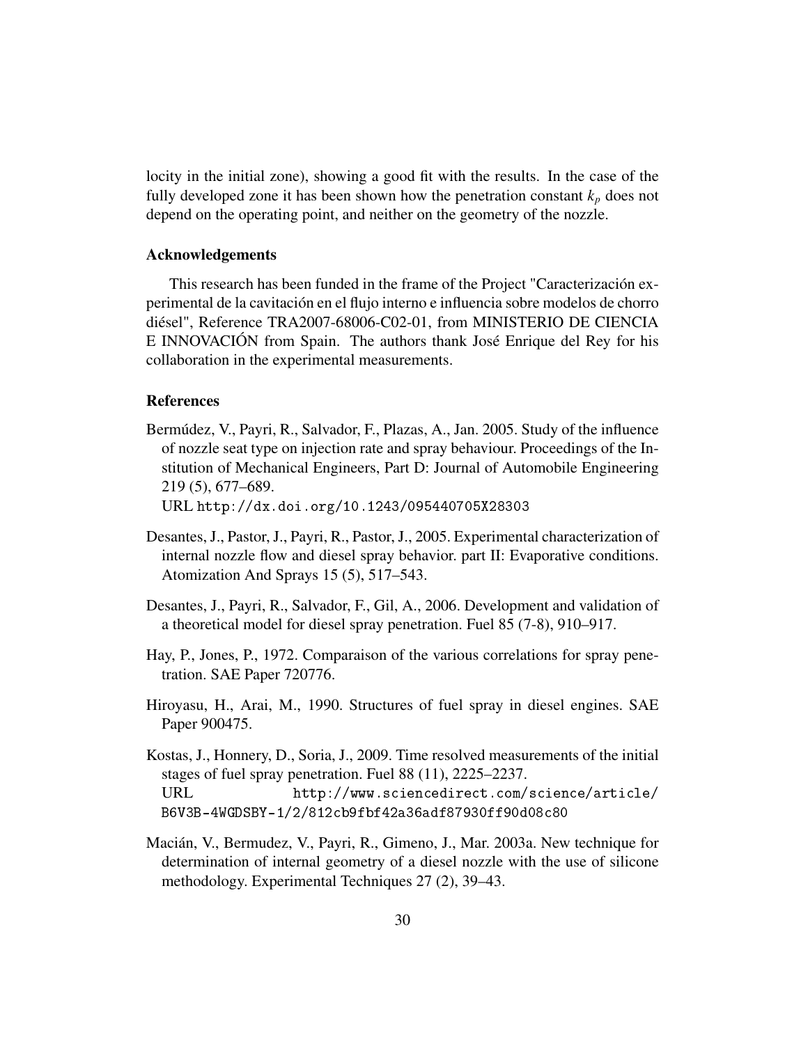locity in the initial zone), showing a good fit with the results. In the case of the fully developed zone it has been shown how the penetration constant $k_p$ does not depend on the operating point, and neither on the geometry of the nozzle.

## Acknowledgements

This research has been funded in the frame of the Project "Caracterización experimental de la cavitación en el flujo interno e influencia sobre modelos de chorro diésel", Reference TRA2007-68006-C02-01, from MINISTERIO DE CIENCIA E INNOVACIÓN from Spain. The authors thank José Enrique del Rey for his collaboration in the experimental measurements.

## References

Bermúdez, V., Payri, R., Salvador, F., Plazas, A., Jan. 2005. Study of the influence of nozzle seat type on injection rate and spray behaviour. Proceedings of the Institution of Mechanical Engineers, Part D: Journal of Automobile Engineering 219 (5), 677–689.
URL http://dx.doi.org/10.1243/095440705X28303

Desantes, J., Pastor, J., Payri, R., Pastor, J., 2005. Experimental characterization of internal nozzle flow and diesel spray behavior. part II: Evaporative conditions. Atomization And Sprays 15 (5), 517–543.

Desantes, J., Payri, R., Salvador, F., Gil, A., 2006. Development and validation of a theoretical model for diesel spray penetration. Fuel 85 (7-8), 910–917.

Hay, P., Jones, P., 1972. Comparaison of the various correlations for spray penetration. SAE Paper 720776.

Hiroyasu, H., Arai, M., 1990. Structures of fuel spray in diesel engines. SAE Paper 900475.

Kostas, J., Honnery, D., Soria, J., 2009. Time resolved measurements of the initial stages of fuel spray penetration. Fuel 88 (11), 2225–2237.
URL http://www.sciencedirect.com/science/article/B6V3B-4WGDSBY-1/2/812cb9fbf42a36adf87930ff90d08c80

Macián, V., Bermudez, V., Payri, R., Gimeno, J., Mar. 2003a. New technique for determination of internal geometry of a diesel nozzle with the use of silicone methodology. Experimental Techniques 27 (2), 39–43.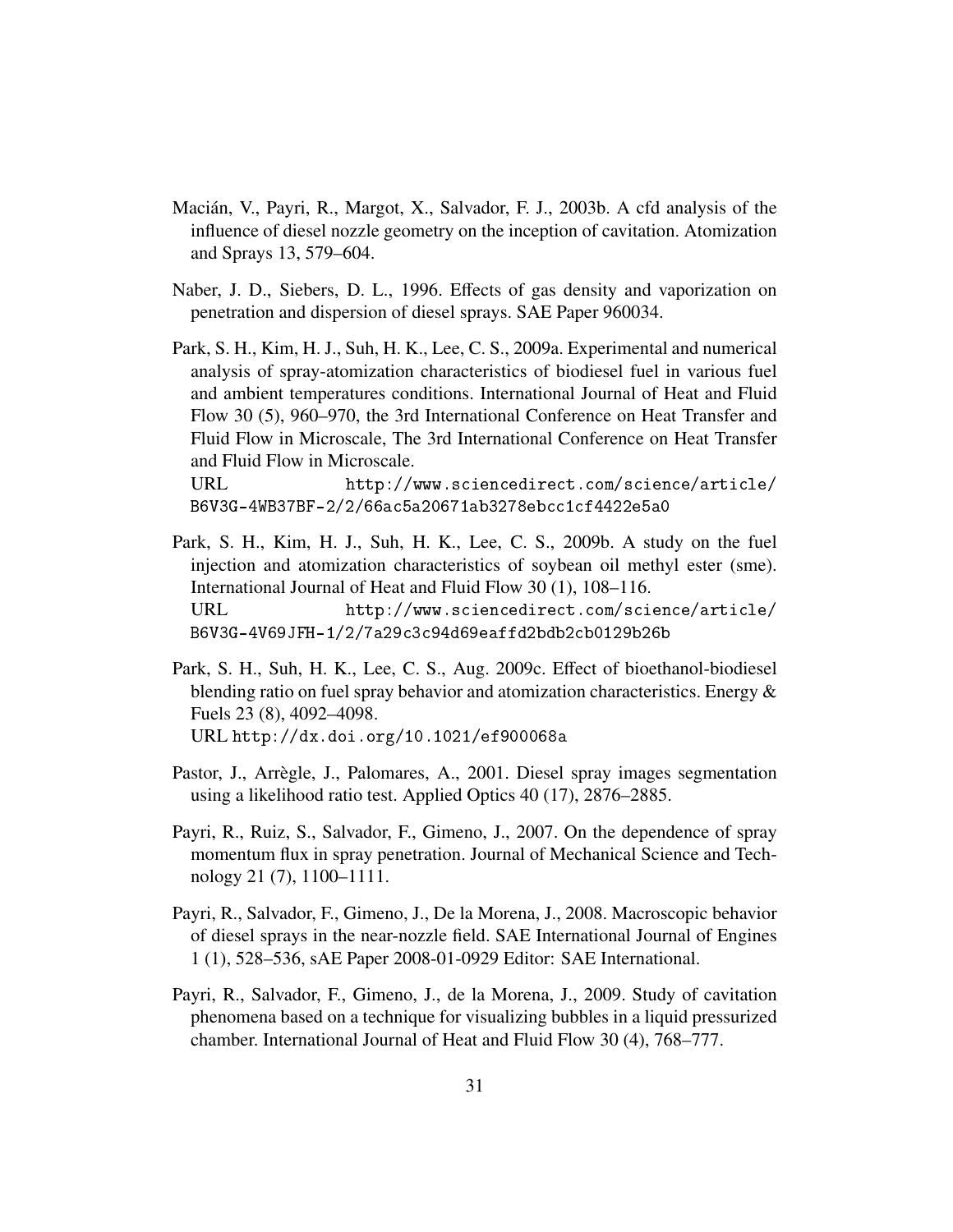Macián, V., Payri, R., Margot, X., Salvador, F. J., 2003b. A cfd analysis of the influence of diesel nozzle geometry on the inception of cavitation. Atomization and Sprays 13, 579–604.

Naber, J. D., Siebers, D. L., 1996. Effects of gas density and vaporization on penetration and dispersion of diesel sprays. SAE Paper 960034.

Park, S. H., Kim, H. J., Suh, H. K., Lee, C. S., 2009a. Experimental and numerical analysis of spray-atomization characteristics of biodiesel fuel in various fuel and ambient temperatures conditions. International Journal of Heat and Fluid Flow 30 (5), 960–970, the 3rd International Conference on Heat Transfer and Fluid Flow in Microscale, The 3rd International Conference on Heat Transfer and Fluid Flow in Microscale.
URL http://www.sciencedirect.com/science/article/B6V3G-4WB37BF-2/2/66ac5a20671ab3278ebcc1cf4422e5a0

Park, S. H., Kim, H. J., Suh, H. K., Lee, C. S., 2009b. A study on the fuel injection and atomization characteristics of soybean oil methyl ester (sme). International Journal of Heat and Fluid Flow 30 (1), 108–116.
URL http://www.sciencedirect.com/science/article/B6V3G-4V69JFH-1/2/7a29c3c94d69eaffd2bdb2cb0129b26b

Park, S. H., Suh, H. K., Lee, C. S., Aug. 2009c. Effect of bioethanol-biodiesel blending ratio on fuel spray behavior and atomization characteristics. Energy & Fuels 23 (8), 4092–4098.
URL http://dx.doi.org/10.1021/ef900068a

Pastor, J., Arrègle, J., Palomares, A., 2001. Diesel spray images segmentation using a likelihood ratio test. Applied Optics 40 (17), 2876–2885.

Payri, R., Ruiz, S., Salvador, F., Gimeno, J., 2007. On the dependence of spray momentum flux in spray penetration. Journal of Mechanical Science and Technology 21 (7), 1100–1111.

Payri, R., Salvador, F., Gimeno, J., De la Morena, J., 2008. Macroscopic behavior of diesel sprays in the near-nozzle field. SAE International Journal of Engines 1 (1), 528–536, sAE Paper 2008-01-0929 Editor: SAE International.

Payri, R., Salvador, F., Gimeno, J., de la Morena, J., 2009. Study of cavitation phenomena based on a technique for visualizing bubbles in a liquid pressurized chamber. International Journal of Heat and Fluid Flow 30 (4), 768–777.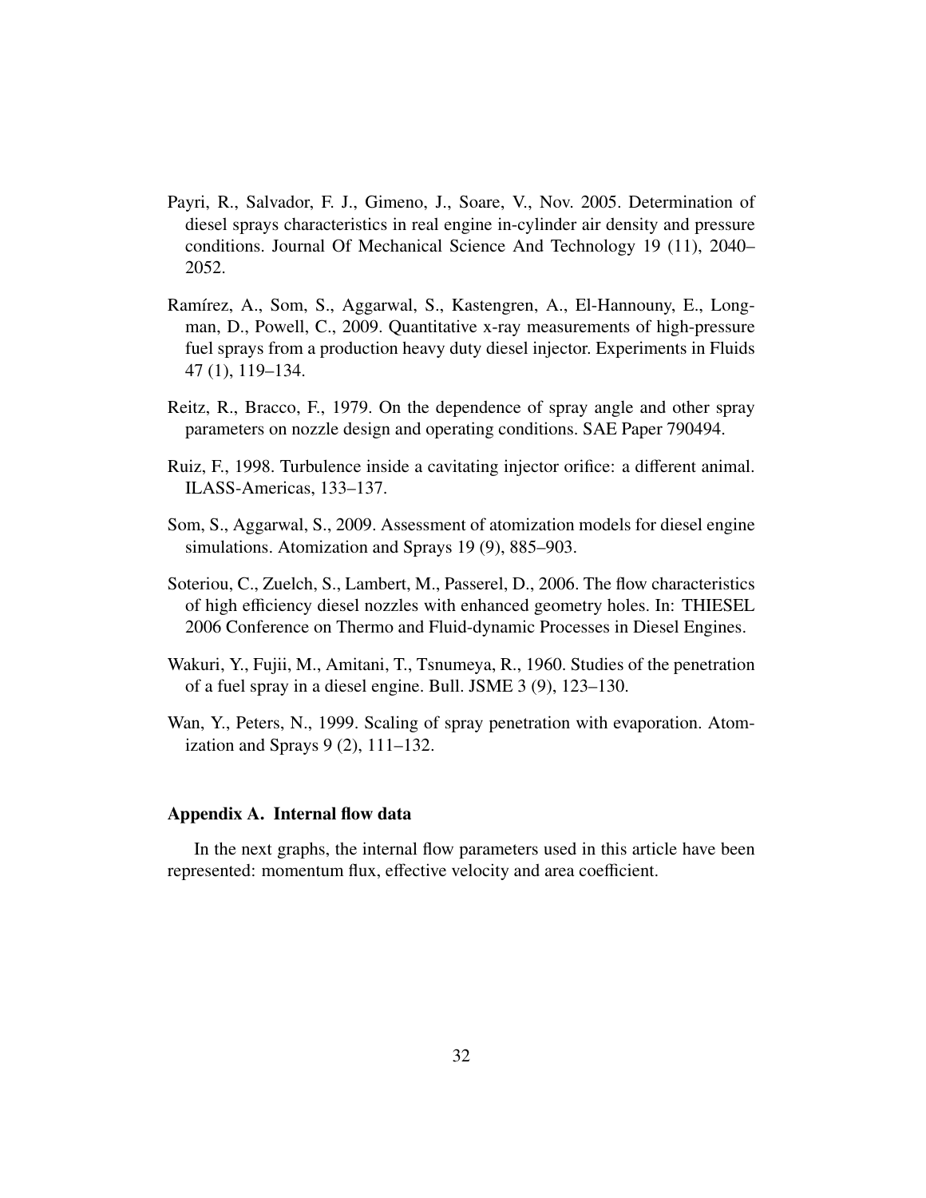Payri, R., Salvador, F. J., Gimeno, J., Soare, V., Nov. 2005. Determination of diesel sprays characteristics in real engine in-cylinder air density and pressure conditions. Journal Of Mechanical Science And Technology 19 (11), 2040–2052.

Ramírez, A., Som, S., Aggarwal, S., Kastengren, A., El-Hannouny, E., Longman, D., Powell, C., 2009. Quantitative x-ray measurements of high-pressure fuel sprays from a production heavy duty diesel injector. Experiments in Fluids 47 (1), 119–134.

Reitz, R., Bracco, F., 1979. On the dependence of spray angle and other spray parameters on nozzle design and operating conditions. SAE Paper 790494.

Ruiz, F., 1998. Turbulence inside a cavitating injector orifice: a different animal. ILASS-Americas, 133–137.

Som, S., Aggarwal, S., 2009. Assessment of atomization models for diesel engine simulations. Atomization and Sprays 19 (9), 885–903.

Soteriou, C., Zuelch, S., Lambert, M., Passerel, D., 2006. The flow characteristics of high efficiency diesel nozzles with enhanced geometry holes. In: THIESEL 2006 Conference on Thermo and Fluid-dynamic Processes in Diesel Engines.

Wakuri, Y., Fujii, M., Amitani, T., Tsnumeya, R., 1960. Studies of the penetration of a fuel spray in a diesel engine. Bull. JSME 3 (9), 123–130.

Wan, Y., Peters, N., 1999. Scaling of spray penetration with evaporation. Atomization and Sprays 9 (2), 111–132.

## Appendix A. Internal flow data

In the next graphs, the internal flow parameters used in this article have been represented: momentum flux, effective velocity and area coefficient.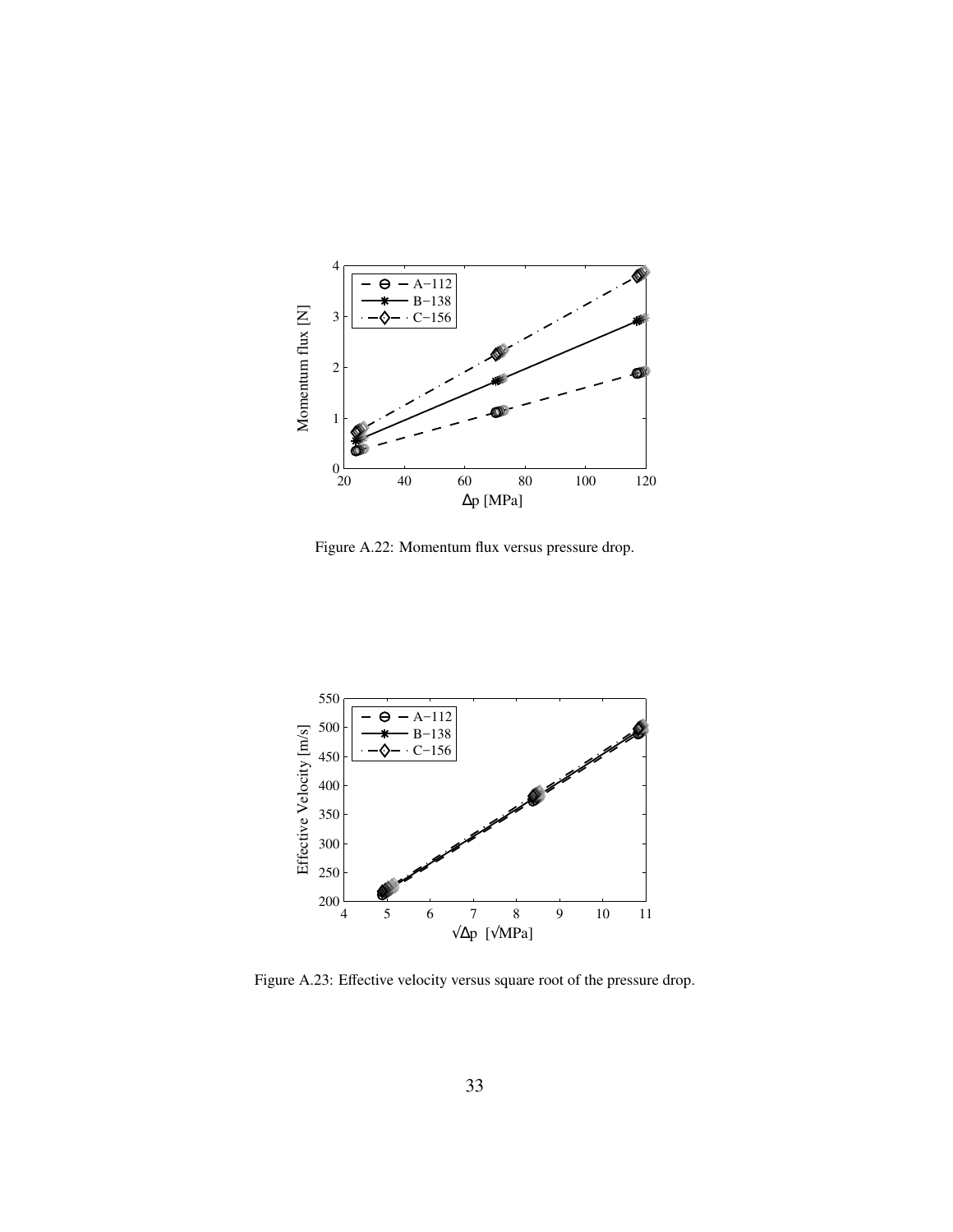Figure A.22: Momentum flux versus pressure drop.

Figure A.23: Effective velocity versus square root of the pressure drop.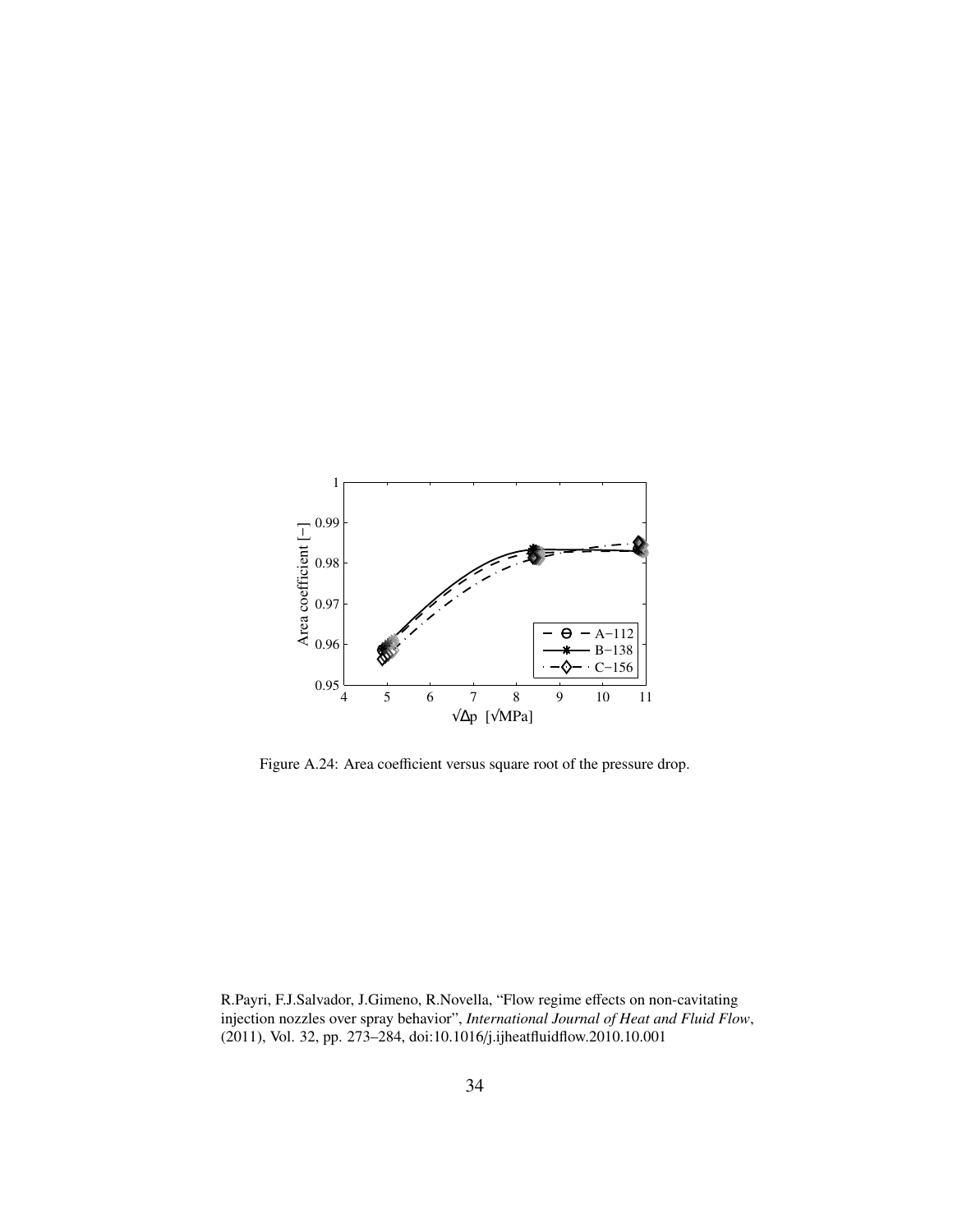1
0.99
0.98
0.97
0.96
0.95
4
5
6
7
8
9
10
11
Area coefficient [−]
√Δp [√MPa]
A−112
B−138
C−156

Figure A.24: Area coefficient versus square root of the pressure drop.

R.Payri, F.J.Salvador, J.Gimeno, R.Novella, "Flow regime effects on non-cavitating injection nozzles over spray behavior", *International Journal of Heat and Fluid Flow*, (2011), Vol. 32, pp. 273–284, doi:10.1016/j.ijheatfluidflow.2010.10.001